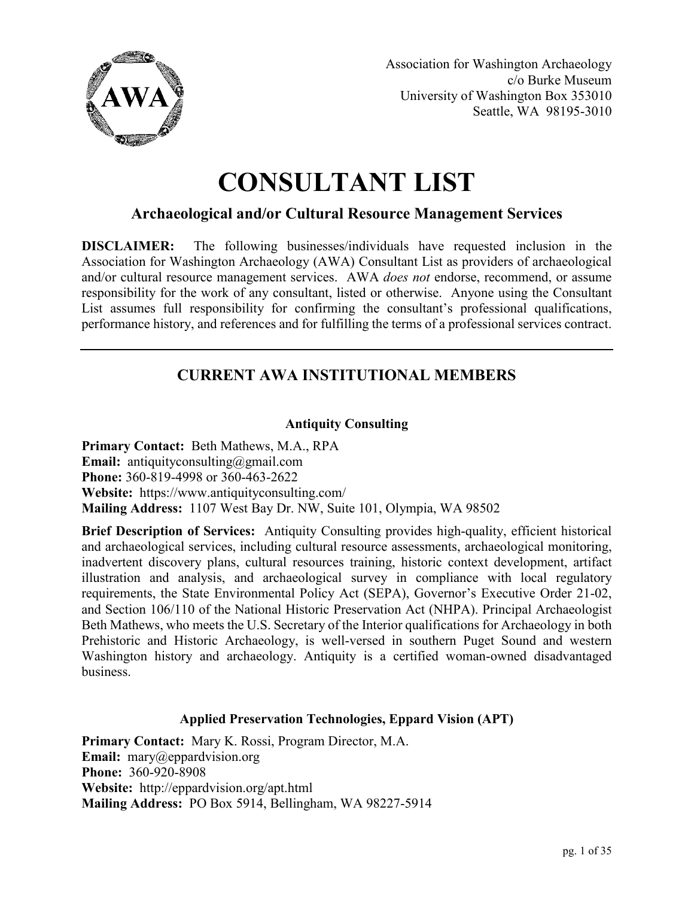Association for Washington Archaeology
c/o Burke Museum
University of Washington Box 353010
Seattle, WA 98195-3010

# CONSULTANT LIST

## Archaeological and/or Cultural Resource Management Services

**DISCLAIMER:** The following businesses/individuals have requested inclusion in the Association for Washington Archaeology (AWA) Consultant List as providers of archaeological and/or cultural resource management services. AWA *does not* endorse, recommend, or assume responsibility for the work of any consultant, listed or otherwise. Anyone using the Consultant List assumes full responsibility for confirming the consultant's professional qualifications, performance history, and references and for fulfilling the terms of a professional services contract.

---

## CURRENT AWA INSTITUTIONAL MEMBERS

### Antiquity Consulting

**Primary Contact:** Beth Mathews, M.A., RPA
**Email:** antiquityconsulting@gmail.com
**Phone:** 360-819-4998 or 360-463-2622
**Website:** https://www.antiquityconsulting.com/
**Mailing Address:** 1107 West Bay Dr. NW, Suite 101, Olympia, WA 98502

**Brief Description of Services:** Antiquity Consulting provides high-quality, efficient historical and archaeological services, including cultural resource assessments, archaeological monitoring, inadvertent discovery plans, cultural resources training, historic context development, artifact illustration and analysis, and archaeological survey in compliance with local regulatory requirements, the State Environmental Policy Act (SEPA), Governor's Executive Order 21-02, and Section 106/110 of the National Historic Preservation Act (NHPA). Principal Archaeologist Beth Mathews, who meets the U.S. Secretary of the Interior qualifications for Archaeology in both Prehistoric and Historic Archaeology, is well-versed in southern Puget Sound and western Washington history and archaeology. Antiquity is a certified woman-owned disadvantaged business.

### Applied Preservation Technologies, Eppard Vision (APT)

**Primary Contact:** Mary K. Rossi, Program Director, M.A.
**Email:** mary@eppardvision.org
**Phone:** 360-920-8908
**Website:** http://eppardvision.org/apt.html
**Mailing Address:** PO Box 5914, Bellingham, WA 98227-5914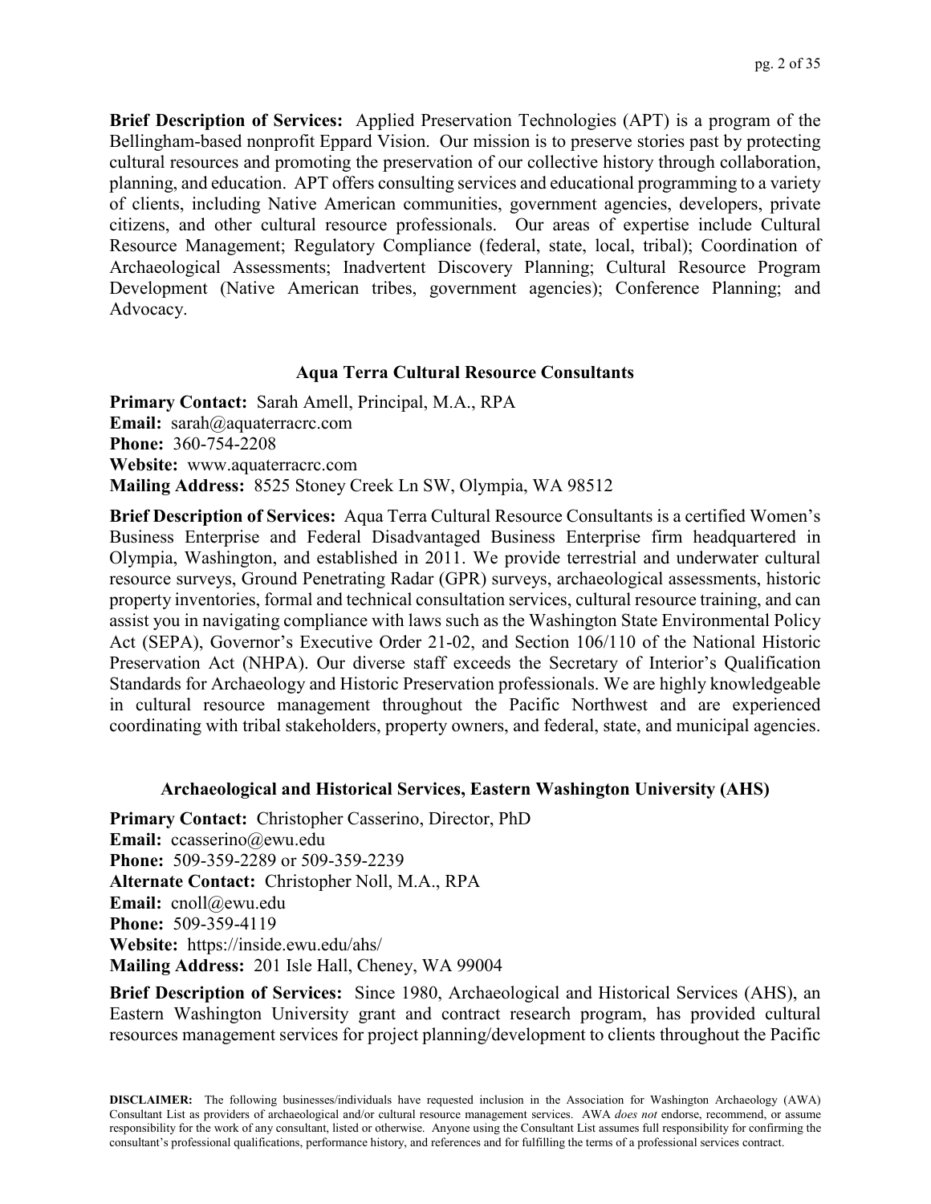**Brief Description of Services:** Applied Preservation Technologies (APT) is a program of the Bellingham-based nonprofit Eppard Vision. Our mission is to preserve stories past by protecting cultural resources and promoting the preservation of our collective history through collaboration, planning, and education. APT offers consulting services and educational programming to a variety of clients, including Native American communities, government agencies, developers, private citizens, and other cultural resource professionals. Our areas of expertise include Cultural Resource Management; Regulatory Compliance (federal, state, local, tribal); Coordination of Archaeological Assessments; Inadvertent Discovery Planning; Cultural Resource Program Development (Native American tribes, government agencies); Conference Planning; and Advocacy.

### Aqua Terra Cultural Resource Consultants

**Primary Contact:** Sarah Amell, Principal, M.A., RPA
**Email:** sarah@aquaterracrc.com
**Phone:** 360-754-2208
**Website:** www.aquaterracrc.com
**Mailing Address:** 8525 Stoney Creek Ln SW, Olympia, WA 98512

**Brief Description of Services:** Aqua Terra Cultural Resource Consultants is a certified Women's Business Enterprise and Federal Disadvantaged Business Enterprise firm headquartered in Olympia, Washington, and established in 2011. We provide terrestrial and underwater cultural resource surveys, Ground Penetrating Radar (GPR) surveys, archaeological assessments, historic property inventories, formal and technical consultation services, cultural resource training, and can assist you in navigating compliance with laws such as the Washington State Environmental Policy Act (SEPA), Governor's Executive Order 21-02, and Section 106/110 of the National Historic Preservation Act (NHPA). Our diverse staff exceeds the Secretary of Interior's Qualification Standards for Archaeology and Historic Preservation professionals. We are highly knowledgeable in cultural resource management throughout the Pacific Northwest and are experienced coordinating with tribal stakeholders, property owners, and federal, state, and municipal agencies.

### Archaeological and Historical Services, Eastern Washington University (AHS)

**Primary Contact:** Christopher Casserino, Director, PhD
**Email:** ccasserino@ewu.edu
**Phone:** 509-359-2289 or 509-359-2239
**Alternate Contact:** Christopher Noll, M.A., RPA
**Email:** cnoll@ewu.edu
**Phone:** 509-359-4119
**Website:** https://inside.ewu.edu/ahs/
**Mailing Address:** 201 Isle Hall, Cheney, WA 99004

**Brief Description of Services:** Since 1980, Archaeological and Historical Services (AHS), an Eastern Washington University grant and contract research program, has provided cultural resources management services for project planning/development to clients throughout the Pacific

**DISCLAIMER:** The following businesses/individuals have requested inclusion in the Association for Washington Archaeology (AWA) Consultant List as providers of archaeological and/or cultural resource management services. AWA *does not* endorse, recommend, or assume responsibility for the work of any consultant, listed or otherwise. Anyone using the Consultant List assumes full responsibility for confirming the consultant's professional qualifications, performance history, and references and for fulfilling the terms of a professional services contract.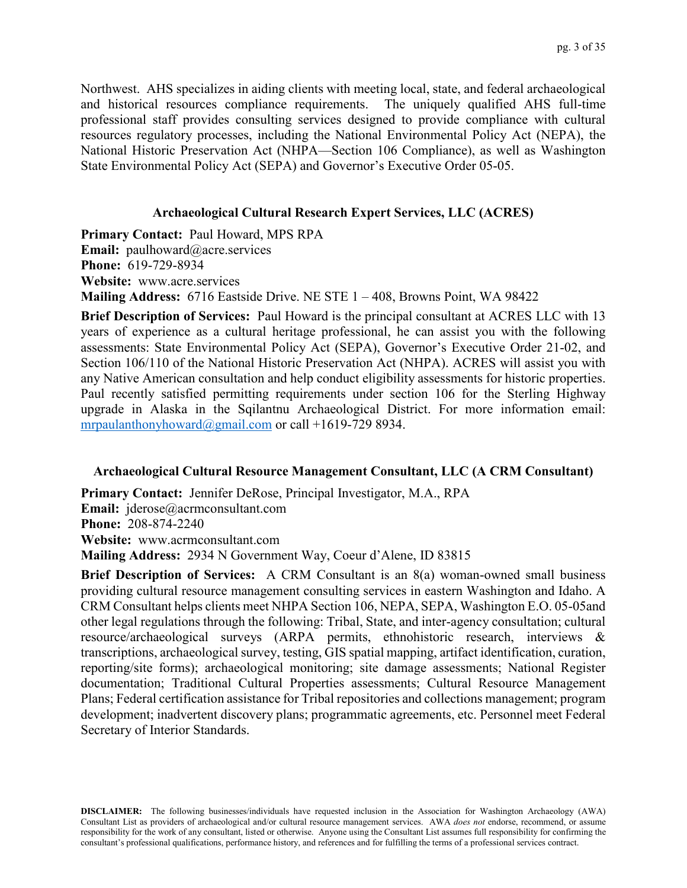Northwest. AHS specializes in aiding clients with meeting local, state, and federal archaeological and historical resources compliance requirements. The uniquely qualified AHS full-time professional staff provides consulting services designed to provide compliance with cultural resources regulatory processes, including the National Environmental Policy Act (NEPA), the National Historic Preservation Act (NHPA—Section 106 Compliance), as well as Washington State Environmental Policy Act (SEPA) and Governor's Executive Order 05-05.

### Archaeological Cultural Research Expert Services, LLC (ACRES)

**Primary Contact:** Paul Howard, MPS RPA
**Email:** paulhoward@acre.services
**Phone:** 619-729-8934
**Website:** www.acre.services
**Mailing Address:** 6716 Eastside Drive. NE STE 1 – 408, Browns Point, WA 98422

**Brief Description of Services:** Paul Howard is the principal consultant at ACRES LLC with 13 years of experience as a cultural heritage professional, he can assist you with the following assessments: State Environmental Policy Act (SEPA), Governor's Executive Order 21-02, and Section 106/110 of the National Historic Preservation Act (NHPA). ACRES will assist you with any Native American consultation and help conduct eligibility assessments for historic properties. Paul recently satisfied permitting requirements under section 106 for the Sterling Highway upgrade in Alaska in the Sqilantnu Archaeological District. For more information email: mrpaulanthonyhoward@gmail.com or call +1619-729 8934.

### Archaeological Cultural Resource Management Consultant, LLC (A CRM Consultant)

**Primary Contact:** Jennifer DeRose, Principal Investigator, M.A., RPA
**Email:** jderose@acrmconsultant.com
**Phone:** 208-874-2240
**Website:** www.acrmconsultant.com
**Mailing Address:** 2934 N Government Way, Coeur d'Alene, ID 83815

**Brief Description of Services:** A CRM Consultant is an 8(a) woman-owned small business providing cultural resource management consulting services in eastern Washington and Idaho. A CRM Consultant helps clients meet NHPA Section 106, NEPA, SEPA, Washington E.O. 05-05and other legal regulations through the following: Tribal, State, and inter-agency consultation; cultural resource/archaeological surveys (ARPA permits, ethnohistoric research, interviews & transcriptions, archaeological survey, testing, GIS spatial mapping, artifact identification, curation, reporting/site forms); archaeological monitoring; site damage assessments; National Register documentation; Traditional Cultural Properties assessments; Cultural Resource Management Plans; Federal certification assistance for Tribal repositories and collections management; program development; inadvertent discovery plans; programmatic agreements, etc. Personnel meet Federal Secretary of Interior Standards.

**DISCLAIMER:** The following businesses/individuals have requested inclusion in the Association for Washington Archaeology (AWA) Consultant List as providers of archaeological and/or cultural resource management services. AWA *does not* endorse, recommend, or assume responsibility for the work of any consultant, listed or otherwise. Anyone using the Consultant List assumes full responsibility for confirming the consultant's professional qualifications, performance history, and references and for fulfilling the terms of a professional services contract.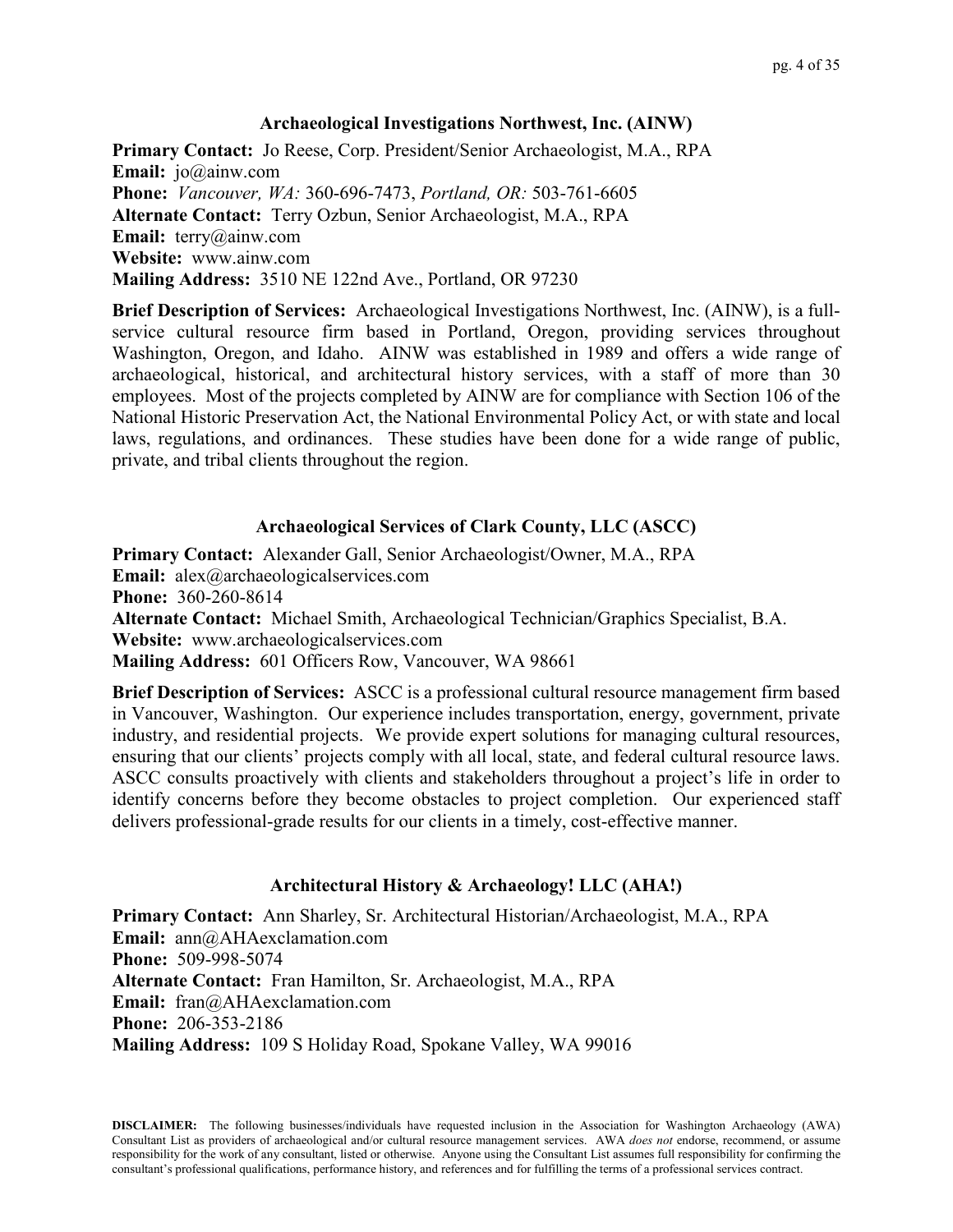### Archaeological Investigations Northwest, Inc. (AINW)

**Primary Contact:** Jo Reese, Corp. President/Senior Archaeologist, M.A., RPA
**Email:** jo@ainw.com
**Phone:** *Vancouver, WA:* 360-696-7473, *Portland, OR:* 503-761-6605
**Alternate Contact:** Terry Ozbun, Senior Archaeologist, M.A., RPA
**Email:** terry@ainw.com
**Website:** www.ainw.com
**Mailing Address:** 3510 NE 122nd Ave., Portland, OR 97230

**Brief Description of Services:** Archaeological Investigations Northwest, Inc. (AINW), is a full-service cultural resource firm based in Portland, Oregon, providing services throughout Washington, Oregon, and Idaho. AINW was established in 1989 and offers a wide range of archaeological, historical, and architectural history services, with a staff of more than 30 employees. Most of the projects completed by AINW are for compliance with Section 106 of the National Historic Preservation Act, the National Environmental Policy Act, or with state and local laws, regulations, and ordinances. These studies have been done for a wide range of public, private, and tribal clients throughout the region.

### Archaeological Services of Clark County, LLC (ASCC)

**Primary Contact:** Alexander Gall, Senior Archaeologist/Owner, M.A., RPA
**Email:** alex@archaeologicalservices.com
**Phone:** 360-260-8614
**Alternate Contact:** Michael Smith, Archaeological Technician/Graphics Specialist, B.A.
**Website:** www.archaeologicalservices.com
**Mailing Address:** 601 Officers Row, Vancouver, WA 98661

**Brief Description of Services:** ASCC is a professional cultural resource management firm based in Vancouver, Washington. Our experience includes transportation, energy, government, private industry, and residential projects. We provide expert solutions for managing cultural resources, ensuring that our clients' projects comply with all local, state, and federal cultural resource laws. ASCC consults proactively with clients and stakeholders throughout a project's life in order to identify concerns before they become obstacles to project completion. Our experienced staff delivers professional-grade results for our clients in a timely, cost-effective manner.

### Architectural History & Archaeology! LLC (AHA!)

**Primary Contact:** Ann Sharley, Sr. Architectural Historian/Archaeologist, M.A., RPA
**Email:** ann@AHAexclamation.com
**Phone:** 509-998-5074
**Alternate Contact:** Fran Hamilton, Sr. Archaeologist, M.A., RPA
**Email:** fran@AHAexclamation.com
**Phone:** 206-353-2186
**Mailing Address:** 109 S Holiday Road, Spokane Valley, WA 99016

**DISCLAIMER:** The following businesses/individuals have requested inclusion in the Association for Washington Archaeology (AWA) Consultant List as providers of archaeological and/or cultural resource management services. AWA *does not* endorse, recommend, or assume responsibility for the work of any consultant, listed or otherwise. Anyone using the Consultant List assumes full responsibility for confirming the consultant's professional qualifications, performance history, and references and for fulfilling the terms of a professional services contract.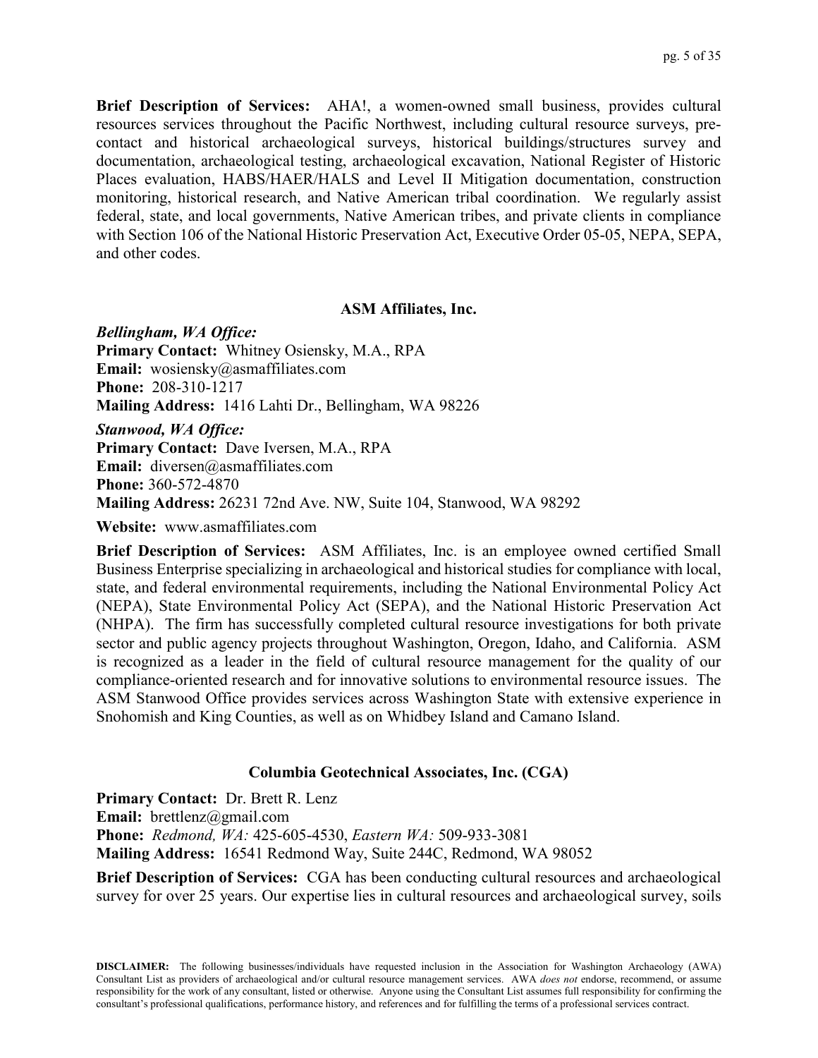**Brief Description of Services:** AHA!, a women-owned small business, provides cultural resources services throughout the Pacific Northwest, including cultural resource surveys, pre-contact and historical archaeological surveys, historical buildings/structures survey and documentation, archaeological testing, archaeological excavation, National Register of Historic Places evaluation, HABS/HAER/HALS and Level II Mitigation documentation, construction monitoring, historical research, and Native American tribal coordination. We regularly assist federal, state, and local governments, Native American tribes, and private clients in compliance with Section 106 of the National Historic Preservation Act, Executive Order 05-05, NEPA, SEPA, and other codes.

### ASM Affiliates, Inc.

***Bellingham, WA Office:***
**Primary Contact:** Whitney Osiensky, M.A., RPA
**Email:** wosiensky@asmaffiliates.com
**Phone:** 208-310-1217
**Mailing Address:** 1416 Lahti Dr., Bellingham, WA 98226

***Stanwood, WA Office:***
**Primary Contact:** Dave Iversen, M.A., RPA
**Email:** diversen@asmaffiliates.com
**Phone:** 360-572-4870
**Mailing Address:** 26231 72nd Ave. NW, Suite 104, Stanwood, WA 98292

**Website:** www.asmaffiliates.com

**Brief Description of Services:** ASM Affiliates, Inc. is an employee owned certified Small Business Enterprise specializing in archaeological and historical studies for compliance with local, state, and federal environmental requirements, including the National Environmental Policy Act (NEPA), State Environmental Policy Act (SEPA), and the National Historic Preservation Act (NHPA). The firm has successfully completed cultural resource investigations for both private sector and public agency projects throughout Washington, Oregon, Idaho, and California. ASM is recognized as a leader in the field of cultural resource management for the quality of our compliance-oriented research and for innovative solutions to environmental resource issues. The ASM Stanwood Office provides services across Washington State with extensive experience in Snohomish and King Counties, as well as on Whidbey Island and Camano Island.

### Columbia Geotechnical Associates, Inc. (CGA)

**Primary Contact:** Dr. Brett R. Lenz
**Email:** brettlenz@gmail.com
**Phone:** *Redmond, WA:* 425-605-4530, *Eastern WA:* 509-933-3081
**Mailing Address:** 16541 Redmond Way, Suite 244C, Redmond, WA 98052

**Brief Description of Services:** CGA has been conducting cultural resources and archaeological survey for over 25 years. Our expertise lies in cultural resources and archaeological survey, soils

**DISCLAIMER:** The following businesses/individuals have requested inclusion in the Association for Washington Archaeology (AWA) Consultant List as providers of archaeological and/or cultural resource management services. AWA *does not* endorse, recommend, or assume responsibility for the work of any consultant, listed or otherwise. Anyone using the Consultant List assumes full responsibility for confirming the consultant's professional qualifications, performance history, and references and for fulfilling the terms of a professional services contract.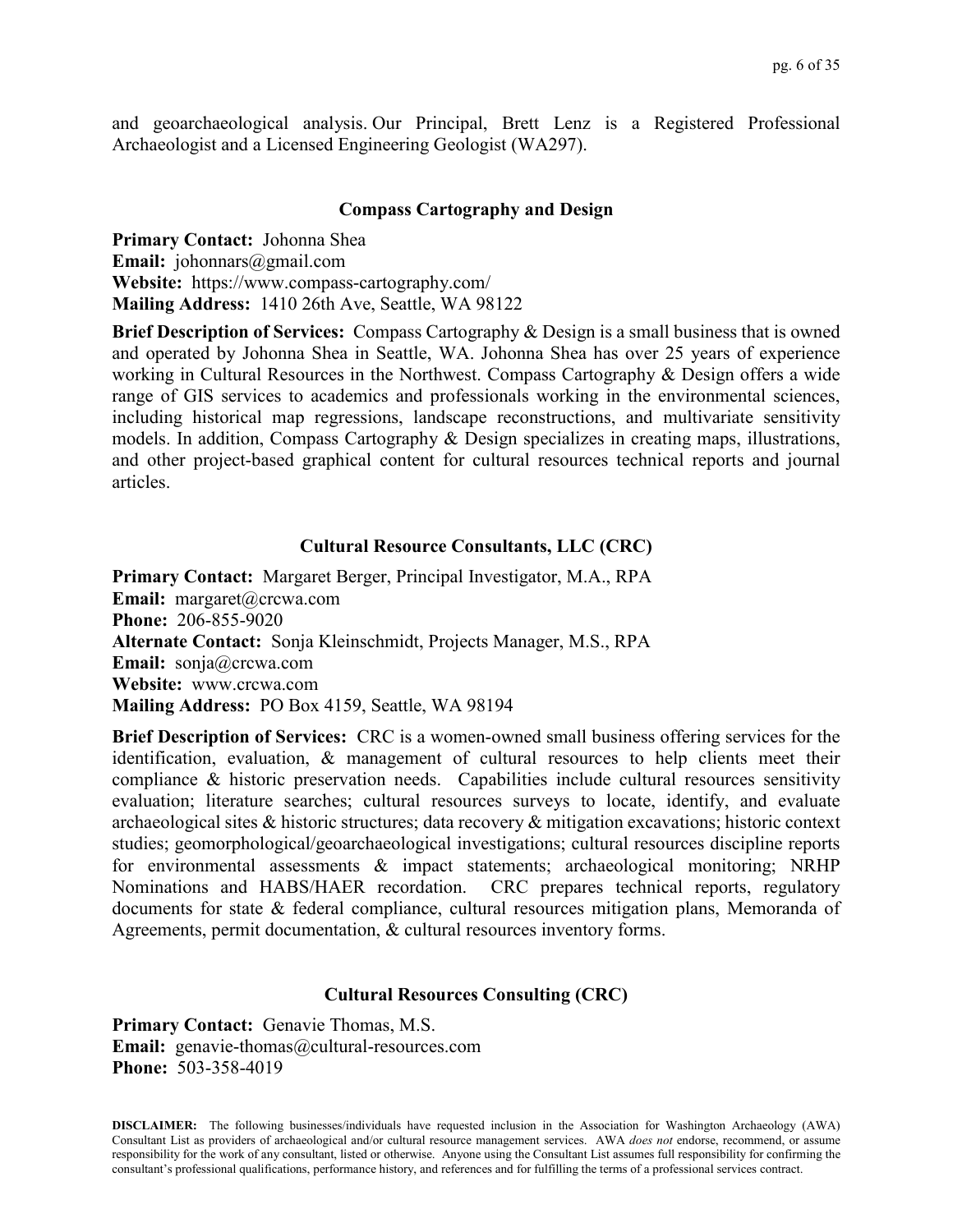and geoarchaeological analysis. Our Principal, Brett Lenz is a Registered Professional Archaeologist and a Licensed Engineering Geologist (WA297).

### Compass Cartography and Design

**Primary Contact:** Johonna Shea
**Email:** johonnars@gmail.com
**Website:** https://www.compass-cartography.com/
**Mailing Address:** 1410 26th Ave, Seattle, WA 98122

**Brief Description of Services:** Compass Cartography & Design is a small business that is owned and operated by Johonna Shea in Seattle, WA. Johonna Shea has over 25 years of experience working in Cultural Resources in the Northwest. Compass Cartography & Design offers a wide range of GIS services to academics and professionals working in the environmental sciences, including historical map regressions, landscape reconstructions, and multivariate sensitivity models. In addition, Compass Cartography & Design specializes in creating maps, illustrations, and other project-based graphical content for cultural resources technical reports and journal articles.

### Cultural Resource Consultants, LLC (CRC)

**Primary Contact:** Margaret Berger, Principal Investigator, M.A., RPA
**Email:** margaret@crcwa.com
**Phone:** 206-855-9020
**Alternate Contact:** Sonja Kleinschmidt, Projects Manager, M.S., RPA
**Email:** sonja@crcwa.com
**Website:** www.crcwa.com
**Mailing Address:** PO Box 4159, Seattle, WA 98194

**Brief Description of Services:** CRC is a women-owned small business offering services for the identification, evaluation, & management of cultural resources to help clients meet their compliance & historic preservation needs. Capabilities include cultural resources sensitivity evaluation; literature searches; cultural resources surveys to locate, identify, and evaluate archaeological sites & historic structures; data recovery & mitigation excavations; historic context studies; geomorphological/geoarchaeological investigations; cultural resources discipline reports for environmental assessments & impact statements; archaeological monitoring; NRHP Nominations and HABS/HAER recordation. CRC prepares technical reports, regulatory documents for state & federal compliance, cultural resources mitigation plans, Memoranda of Agreements, permit documentation, & cultural resources inventory forms.

### Cultural Resources Consulting (CRC)

**Primary Contact:** Genavie Thomas, M.S.
**Email:** genavie-thomas@cultural-resources.com
**Phone:** 503-358-4019

**DISCLAIMER:** The following businesses/individuals have requested inclusion in the Association for Washington Archaeology (AWA) Consultant List as providers of archaeological and/or cultural resource management services. AWA *does not* endorse, recommend, or assume responsibility for the work of any consultant, listed or otherwise. Anyone using the Consultant List assumes full responsibility for confirming the consultant's professional qualifications, performance history, and references and for fulfilling the terms of a professional services contract.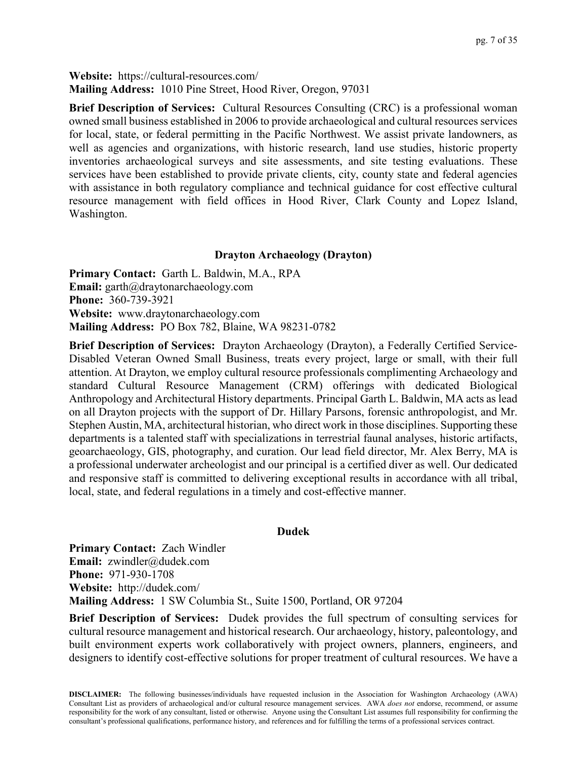**Website:** https://cultural-resources.com/
**Mailing Address:** 1010 Pine Street, Hood River, Oregon, 97031

**Brief Description of Services:** Cultural Resources Consulting (CRC) is a professional woman owned small business established in 2006 to provide archaeological and cultural resources services for local, state, or federal permitting in the Pacific Northwest. We assist private landowners, as well as agencies and organizations, with historic research, land use studies, historic property inventories archaeological surveys and site assessments, and site testing evaluations. These services have been established to provide private clients, city, county state and federal agencies with assistance in both regulatory compliance and technical guidance for cost effective cultural resource management with field offices in Hood River, Clark County and Lopez Island, Washington.

### Drayton Archaeology (Drayton)

**Primary Contact:** Garth L. Baldwin, M.A., RPA
**Email:** garth@draytonarchaeology.com
**Phone:** 360-739-3921
**Website:** www.draytonarchaeology.com
**Mailing Address:** PO Box 782, Blaine, WA 98231-0782

**Brief Description of Services:** Drayton Archaeology (Drayton), a Federally Certified Service-Disabled Veteran Owned Small Business, treats every project, large or small, with their full attention. At Drayton, we employ cultural resource professionals complimenting Archaeology and standard Cultural Resource Management (CRM) offerings with dedicated Biological Anthropology and Architectural History departments. Principal Garth L. Baldwin, MA acts as lead on all Drayton projects with the support of Dr. Hillary Parsons, forensic anthropologist, and Mr. Stephen Austin, MA, architectural historian, who direct work in those disciplines. Supporting these departments is a talented staff with specializations in terrestrial faunal analyses, historic artifacts, geoarchaeology, GIS, photography, and curation. Our lead field director, Mr. Alex Berry, MA is a professional underwater archeologist and our principal is a certified diver as well. Our dedicated and responsive staff is committed to delivering exceptional results in accordance with all tribal, local, state, and federal regulations in a timely and cost-effective manner.

### Dudek

**Primary Contact:** Zach Windler
**Email:** zwindler@dudek.com
**Phone:** 971-930-1708
**Website:** http://dudek.com/
**Mailing Address:** 1 SW Columbia St., Suite 1500, Portland, OR 97204

**Brief Description of Services:** Dudek provides the full spectrum of consulting services for cultural resource management and historical research. Our archaeology, history, paleontology, and built environment experts work collaboratively with project owners, planners, engineers, and designers to identify cost-effective solutions for proper treatment of cultural resources. We have a

**DISCLAIMER:** The following businesses/individuals have requested inclusion in the Association for Washington Archaeology (AWA) Consultant List as providers of archaeological and/or cultural resource management services. AWA *does not* endorse, recommend, or assume responsibility for the work of any consultant, listed or otherwise. Anyone using the Consultant List assumes full responsibility for confirming the consultant's professional qualifications, performance history, and references and for fulfilling the terms of a professional services contract.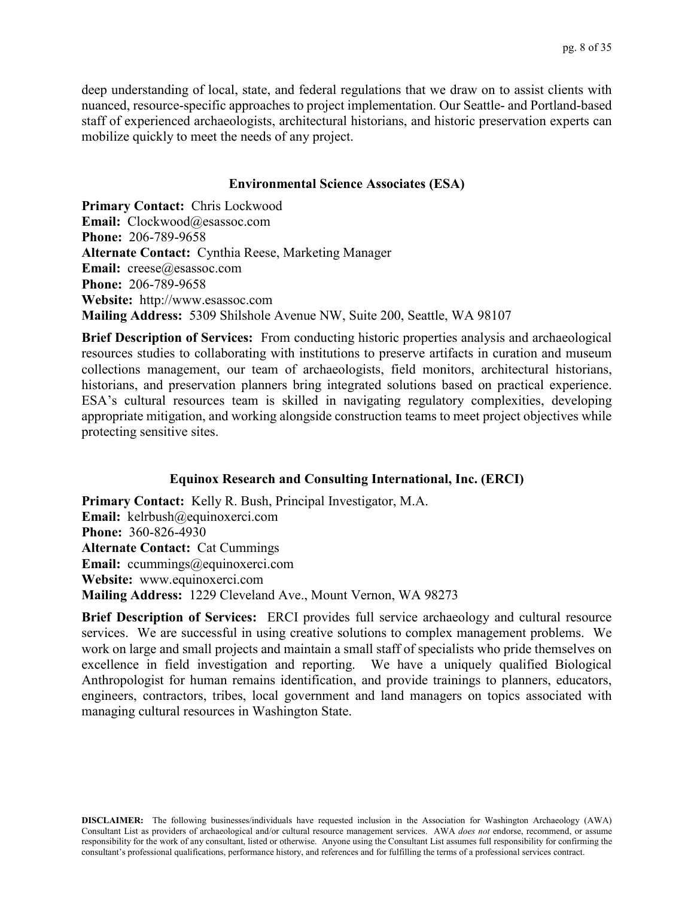deep understanding of local, state, and federal regulations that we draw on to assist clients with nuanced, resource-specific approaches to project implementation. Our Seattle- and Portland-based staff of experienced archaeologists, architectural historians, and historic preservation experts can mobilize quickly to meet the needs of any project.

### Environmental Science Associates (ESA)

**Primary Contact:** Chris Lockwood
**Email:** Clockwood@esassoc.com
**Phone:** 206-789-9658
**Alternate Contact:** Cynthia Reese, Marketing Manager
**Email:** creese@esassoc.com
**Phone:** 206-789-9658
**Website:** http://www.esassoc.com
**Mailing Address:** 5309 Shilshole Avenue NW, Suite 200, Seattle, WA 98107

**Brief Description of Services:** From conducting historic properties analysis and archaeological resources studies to collaborating with institutions to preserve artifacts in curation and museum collections management, our team of archaeologists, field monitors, architectural historians, historians, and preservation planners bring integrated solutions based on practical experience. ESA's cultural resources team is skilled in navigating regulatory complexities, developing appropriate mitigation, and working alongside construction teams to meet project objectives while protecting sensitive sites.

### Equinox Research and Consulting International, Inc. (ERCI)

**Primary Contact:** Kelly R. Bush, Principal Investigator, M.A.
**Email:** kelrbush@equinoxerci.com
**Phone:** 360-826-4930
**Alternate Contact:** Cat Cummings
**Email:** ccummings@equinoxerci.com
**Website:** www.equinoxerci.com
**Mailing Address:** 1229 Cleveland Ave., Mount Vernon, WA 98273

**Brief Description of Services:** ERCI provides full service archaeology and cultural resource services. We are successful in using creative solutions to complex management problems. We work on large and small projects and maintain a small staff of specialists who pride themselves on excellence in field investigation and reporting. We have a uniquely qualified Biological Anthropologist for human remains identification, and provide trainings to planners, educators, engineers, contractors, tribes, local government and land managers on topics associated with managing cultural resources in Washington State.

**DISCLAIMER:** The following businesses/individuals have requested inclusion in the Association for Washington Archaeology (AWA) Consultant List as providers of archaeological and/or cultural resource management services. AWA *does not* endorse, recommend, or assume responsibility for the work of any consultant, listed or otherwise. Anyone using the Consultant List assumes full responsibility for confirming the consultant's professional qualifications, performance history, and references and for fulfilling the terms of a professional services contract.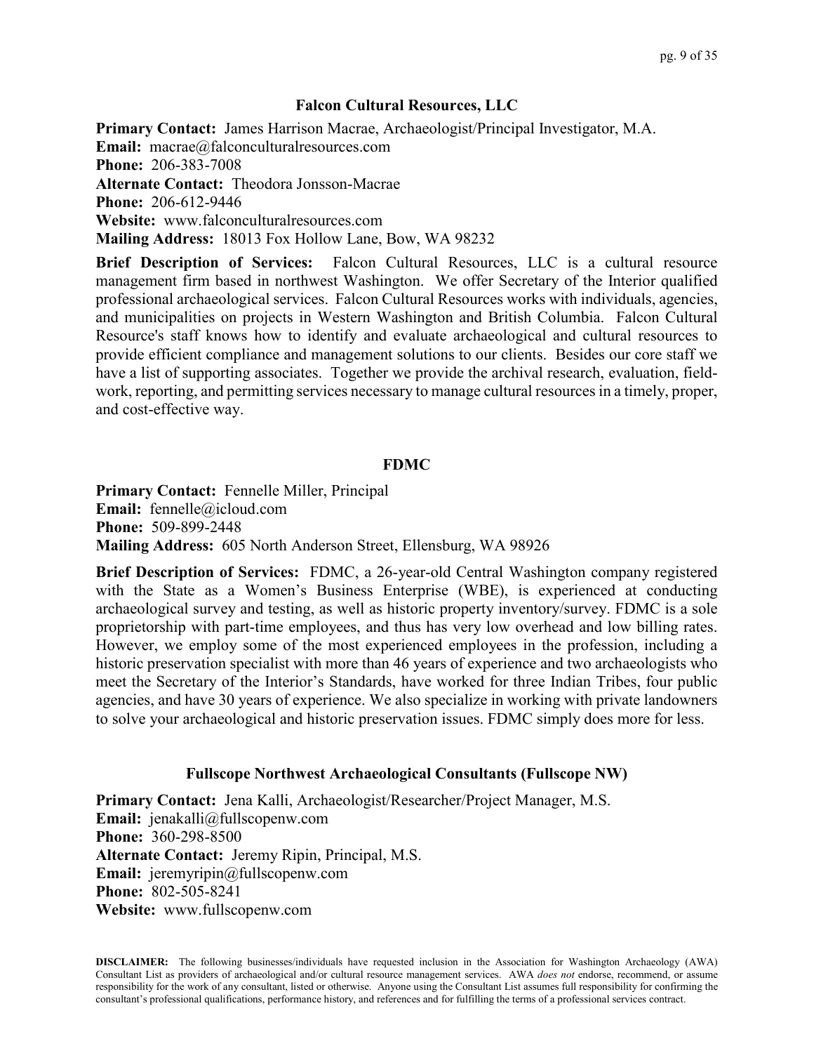## Falcon Cultural Resources, LLC

**Primary Contact:** James Harrison Macrae, Archaeologist/Principal Investigator, M.A.
**Email:** macrae@falconculturalresources.com
**Phone:** 206-383-7008
**Alternate Contact:** Theodora Jonsson-Macrae
**Phone:** 206-612-9446
**Website:** www.falconculturalresources.com
**Mailing Address:** 18013 Fox Hollow Lane, Bow, WA 98232

**Brief Description of Services:** Falcon Cultural Resources, LLC is a cultural resource management firm based in northwest Washington. We offer Secretary of the Interior qualified professional archaeological services. Falcon Cultural Resources works with individuals, agencies, and municipalities on projects in Western Washington and British Columbia. Falcon Cultural Resource's staff knows how to identify and evaluate archaeological and cultural resources to provide efficient compliance and management solutions to our clients. Besides our core staff we have a list of supporting associates. Together we provide the archival research, evaluation, field-work, reporting, and permitting services necessary to manage cultural resources in a timely, proper, and cost-effective way.

## FDMC

**Primary Contact:** Fennelle Miller, Principal
**Email:** fennelle@icloud.com
**Phone:** 509-899-2448
**Mailing Address:** 605 North Anderson Street, Ellensburg, WA 98926

**Brief Description of Services:** FDMC, a 26-year-old Central Washington company registered with the State as a Women's Business Enterprise (WBE), is experienced at conducting archaeological survey and testing, as well as historic property inventory/survey. FDMC is a sole proprietorship with part-time employees, and thus has very low overhead and low billing rates. However, we employ some of the most experienced employees in the profession, including a historic preservation specialist with more than 46 years of experience and two archaeologists who meet the Secretary of the Interior's Standards, have worked for three Indian Tribes, four public agencies, and have 30 years of experience. We also specialize in working with private landowners to solve your archaeological and historic preservation issues. FDMC simply does more for less.

## Fullscope Northwest Archaeological Consultants (Fullscope NW)

**Primary Contact:** Jena Kalli, Archaeologist/Researcher/Project Manager, M.S.
**Email:** jenakalli@fullscopenw.com
**Phone:** 360-298-8500
**Alternate Contact:** Jeremy Ripin, Principal, M.S.
**Email:** jeremyripin@fullscopenw.com
**Phone:** 802-505-8241
**Website:** www.fullscopenw.com

**DISCLAIMER:** The following businesses/individuals have requested inclusion in the Association for Washington Archaeology (AWA) Consultant List as providers of archaeological and/or cultural resource management services. AWA *does not* endorse, recommend, or assume responsibility for the work of any consultant, listed or otherwise. Anyone using the Consultant List assumes full responsibility for confirming the consultant's professional qualifications, performance history, and references and for fulfilling the terms of a professional services contract.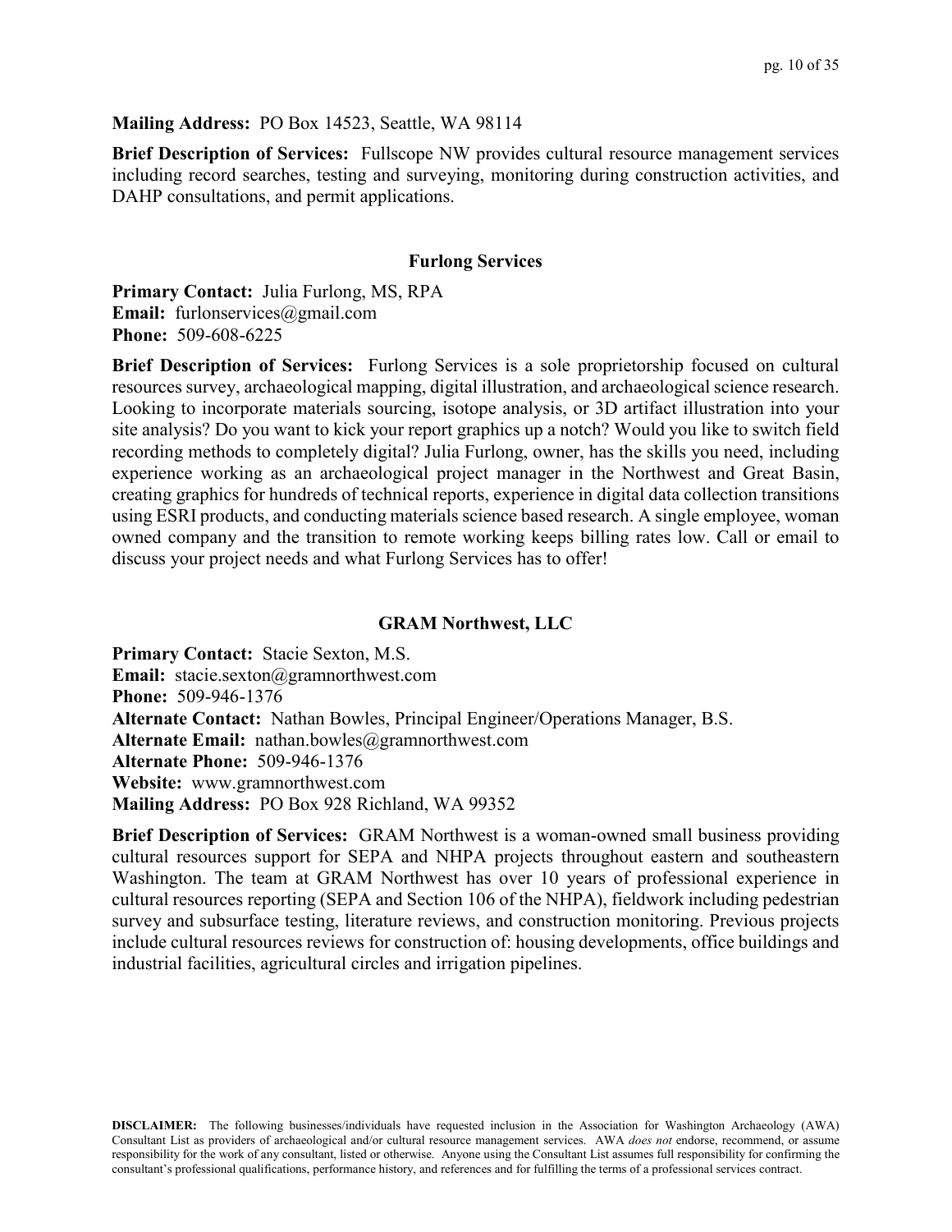**Mailing Address:** PO Box 14523, Seattle, WA 98114

**Brief Description of Services:** Fullscope NW provides cultural resource management services including record searches, testing and surveying, monitoring during construction activities, and DAHP consultations, and permit applications.

### Furlong Services

**Primary Contact:** Julia Furlong, MS, RPA
**Email:** furlonservices@gmail.com
**Phone:** 509-608-6225

**Brief Description of Services:** Furlong Services is a sole proprietorship focused on cultural resources survey, archaeological mapping, digital illustration, and archaeological science research. Looking to incorporate materials sourcing, isotope analysis, or 3D artifact illustration into your site analysis? Do you want to kick your report graphics up a notch? Would you like to switch field recording methods to completely digital? Julia Furlong, owner, has the skills you need, including experience working as an archaeological project manager in the Northwest and Great Basin, creating graphics for hundreds of technical reports, experience in digital data collection transitions using ESRI products, and conducting materials science based research. A single employee, woman owned company and the transition to remote working keeps billing rates low. Call or email to discuss your project needs and what Furlong Services has to offer!

### GRAM Northwest, LLC

**Primary Contact:** Stacie Sexton, M.S.
**Email:** stacie.sexton@gramnorthwest.com
**Phone:** 509-946-1376
**Alternate Contact:** Nathan Bowles, Principal Engineer/Operations Manager, B.S.
**Alternate Email:** nathan.bowles@gramnorthwest.com
**Alternate Phone:** 509-946-1376
**Website:** www.gramnorthwest.com
**Mailing Address:** PO Box 928 Richland, WA 99352

**Brief Description of Services:** GRAM Northwest is a woman-owned small business providing cultural resources support for SEPA and NHPA projects throughout eastern and southeastern Washington. The team at GRAM Northwest has over 10 years of professional experience in cultural resources reporting (SEPA and Section 106 of the NHPA), fieldwork including pedestrian survey and subsurface testing, literature reviews, and construction monitoring. Previous projects include cultural resources reviews for construction of: housing developments, office buildings and industrial facilities, agricultural circles and irrigation pipelines.

**DISCLAIMER:** The following businesses/individuals have requested inclusion in the Association for Washington Archaeology (AWA) Consultant List as providers of archaeological and/or cultural resource management services. AWA *does not* endorse, recommend, or assume responsibility for the work of any consultant, listed or otherwise. Anyone using the Consultant List assumes full responsibility for confirming the consultant's professional qualifications, performance history, and references and for fulfilling the terms of a professional services contract.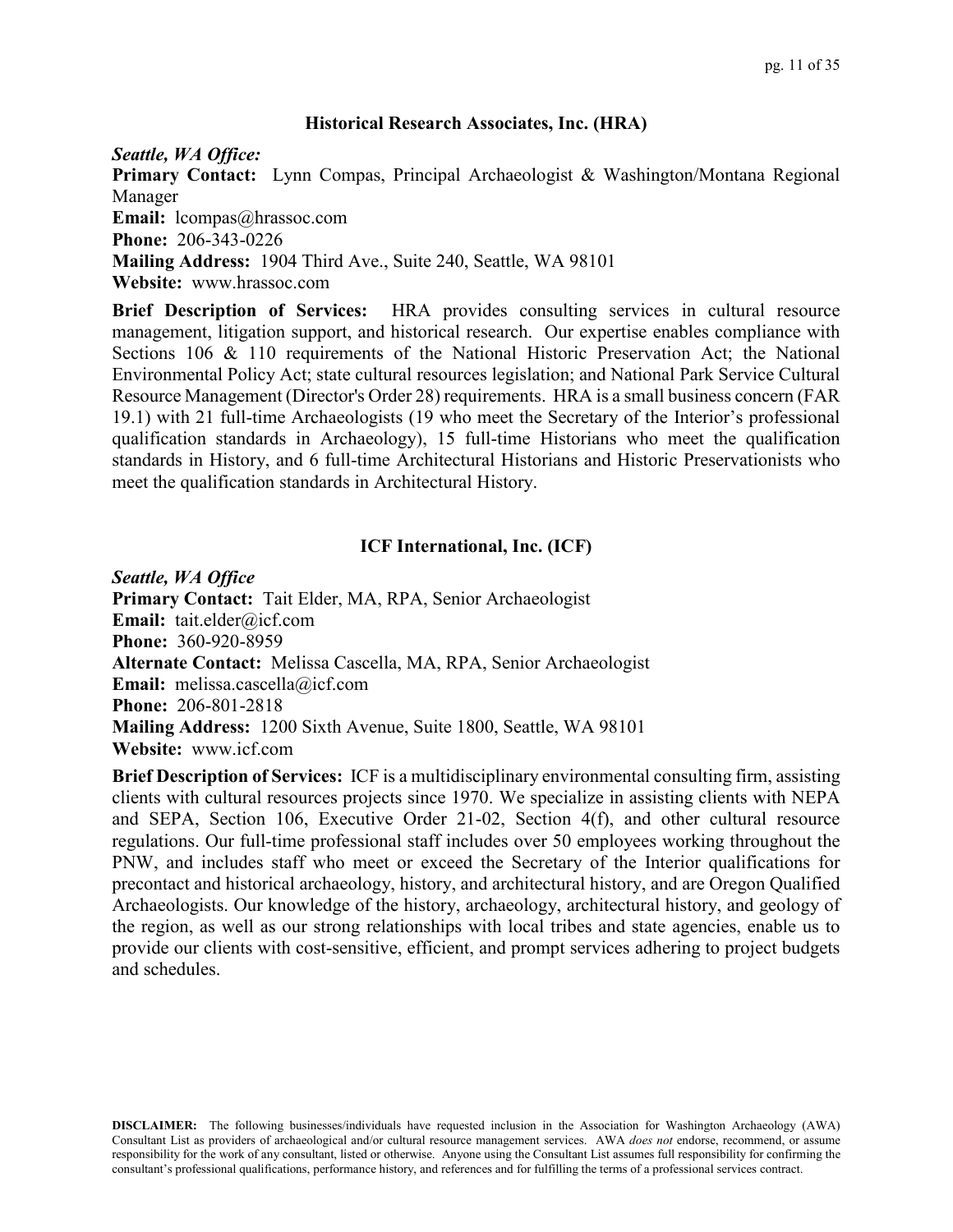## Historical Research Associates, Inc. (HRA)

***Seattle, WA Office:***

**Primary Contact:** Lynn Compas, Principal Archaeologist & Washington/Montana Regional Manager
**Email:** lcompas@hrassoc.com
**Phone:** 206-343-0226
**Mailing Address:** 1904 Third Ave., Suite 240, Seattle, WA 98101
**Website:** www.hrassoc.com

**Brief Description of Services:** HRA provides consulting services in cultural resource management, litigation support, and historical research. Our expertise enables compliance with Sections 106 & 110 requirements of the National Historic Preservation Act; the National Environmental Policy Act; state cultural resources legislation; and National Park Service Cultural Resource Management (Director's Order 28) requirements. HRA is a small business concern (FAR 19.1) with 21 full-time Archaeologists (19 who meet the Secretary of the Interior's professional qualification standards in Archaeology), 15 full-time Historians who meet the qualification standards in History, and 6 full-time Architectural Historians and Historic Preservationists who meet the qualification standards in Architectural History.

## ICF International, Inc. (ICF)

***Seattle, WA Office***

**Primary Contact:** Tait Elder, MA, RPA, Senior Archaeologist
**Email:** tait.elder@icf.com
**Phone:** 360-920-8959
**Alternate Contact:** Melissa Cascella, MA, RPA, Senior Archaeologist
**Email:** melissa.cascella@icf.com
**Phone:** 206-801-2818
**Mailing Address:** 1200 Sixth Avenue, Suite 1800, Seattle, WA 98101
**Website:** www.icf.com

**Brief Description of Services:** ICF is a multidisciplinary environmental consulting firm, assisting clients with cultural resources projects since 1970. We specialize in assisting clients with NEPA and SEPA, Section 106, Executive Order 21-02, Section 4(f), and other cultural resource regulations. Our full-time professional staff includes over 50 employees working throughout the PNW, and includes staff who meet or exceed the Secretary of the Interior qualifications for precontact and historical archaeology, history, and architectural history, and are Oregon Qualified Archaeologists. Our knowledge of the history, archaeology, architectural history, and geology of the region, as well as our strong relationships with local tribes and state agencies, enable us to provide our clients with cost-sensitive, efficient, and prompt services adhering to project budgets and schedules.

**DISCLAIMER:** The following businesses/individuals have requested inclusion in the Association for Washington Archaeology (AWA) Consultant List as providers of archaeological and/or cultural resource management services. AWA *does not* endorse, recommend, or assume responsibility for the work of any consultant, listed or otherwise. Anyone using the Consultant List assumes full responsibility for confirming the consultant's professional qualifications, performance history, and references and for fulfilling the terms of a professional services contract.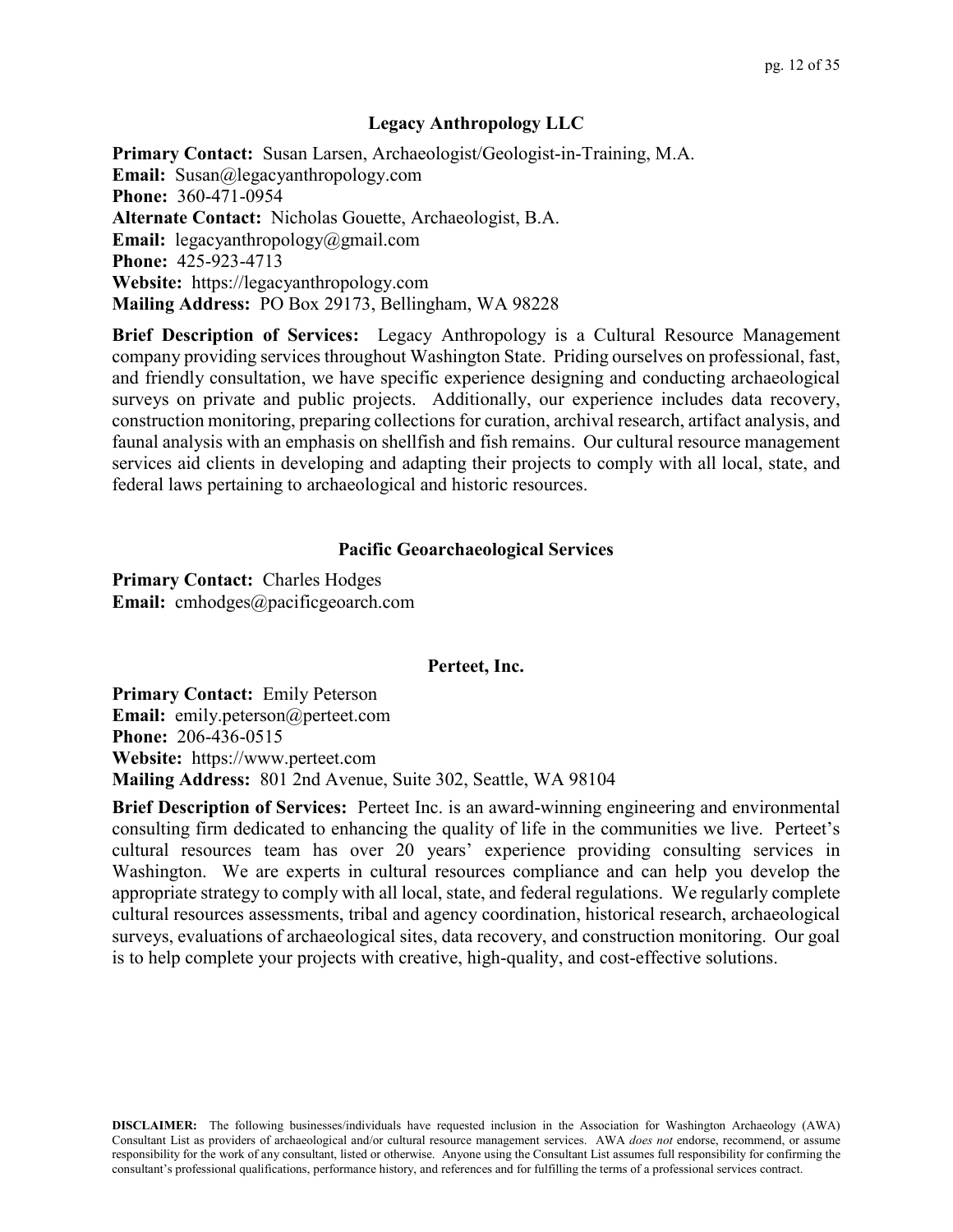### Legacy Anthropology LLC

**Primary Contact:** Susan Larsen, Archaeologist/Geologist-in-Training, M.A.
**Email:** Susan@legacyanthropology.com
**Phone:** 360-471-0954
**Alternate Contact:** Nicholas Gouette, Archaeologist, B.A.
**Email:** legacyanthropology@gmail.com
**Phone:** 425-923-4713
**Website:** https://legacyanthropology.com
**Mailing Address:** PO Box 29173, Bellingham, WA 98228

**Brief Description of Services:** Legacy Anthropology is a Cultural Resource Management company providing services throughout Washington State. Priding ourselves on professional, fast, and friendly consultation, we have specific experience designing and conducting archaeological surveys on private and public projects. Additionally, our experience includes data recovery, construction monitoring, preparing collections for curation, archival research, artifact analysis, and faunal analysis with an emphasis on shellfish and fish remains. Our cultural resource management services aid clients in developing and adapting their projects to comply with all local, state, and federal laws pertaining to archaeological and historic resources.

### Pacific Geoarchaeological Services

**Primary Contact:** Charles Hodges
**Email:** cmhodges@pacificgeoarch.com

### Perteet, Inc.

**Primary Contact:** Emily Peterson
**Email:** emily.peterson@perteet.com
**Phone:** 206-436-0515
**Website:** https://www.perteet.com
**Mailing Address:** 801 2nd Avenue, Suite 302, Seattle, WA 98104

**Brief Description of Services:** Perteet Inc. is an award-winning engineering and environmental consulting firm dedicated to enhancing the quality of life in the communities we live. Perteet's cultural resources team has over 20 years' experience providing consulting services in Washington. We are experts in cultural resources compliance and can help you develop the appropriate strategy to comply with all local, state, and federal regulations. We regularly complete cultural resources assessments, tribal and agency coordination, historical research, archaeological surveys, evaluations of archaeological sites, data recovery, and construction monitoring. Our goal is to help complete your projects with creative, high-quality, and cost-effective solutions.

**DISCLAIMER:** The following businesses/individuals have requested inclusion in the Association for Washington Archaeology (AWA) Consultant List as providers of archaeological and/or cultural resource management services. AWA *does not* endorse, recommend, or assume responsibility for the work of any consultant, listed or otherwise. Anyone using the Consultant List assumes full responsibility for confirming the consultant's professional qualifications, performance history, and references and for fulfilling the terms of a professional services contract.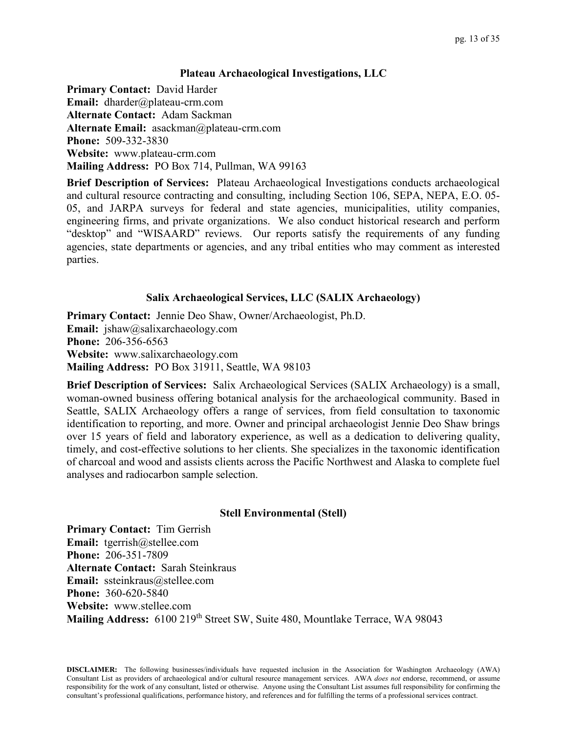### Plateau Archaeological Investigations, LLC

**Primary Contact:** David Harder
**Email:** dharder@plateau-crm.com
**Alternate Contact:** Adam Sackman
**Alternate Email:** asackman@plateau-crm.com
**Phone:** 509-332-3830
**Website:** www.plateau-crm.com
**Mailing Address:** PO Box 714, Pullman, WA 99163

**Brief Description of Services:** Plateau Archaeological Investigations conducts archaeological and cultural resource contracting and consulting, including Section 106, SEPA, NEPA, E.O. 05-05, and JARPA surveys for federal and state agencies, municipalities, utility companies, engineering firms, and private organizations. We also conduct historical research and perform "desktop" and "WISAARD" reviews. Our reports satisfy the requirements of any funding agencies, state departments or agencies, and any tribal entities who may comment as interested parties.

### Salix Archaeological Services, LLC (SALIX Archaeology)

**Primary Contact:** Jennie Deo Shaw, Owner/Archaeologist, Ph.D.
**Email:** jshaw@salixarchaeology.com
**Phone:** 206-356-6563
**Website:** www.salixarchaeology.com
**Mailing Address:** PO Box 31911, Seattle, WA 98103

**Brief Description of Services:** Salix Archaeological Services (SALIX Archaeology) is a small, woman-owned business offering botanical analysis for the archaeological community. Based in Seattle, SALIX Archaeology offers a range of services, from field consultation to taxonomic identification to reporting, and more. Owner and principal archaeologist Jennie Deo Shaw brings over 15 years of field and laboratory experience, as well as a dedication to delivering quality, timely, and cost-effective solutions to her clients. She specializes in the taxonomic identification of charcoal and wood and assists clients across the Pacific Northwest and Alaska to complete fuel analyses and radiocarbon sample selection.

### Stell Environmental (Stell)

**Primary Contact:** Tim Gerrish
**Email:** tgerrish@stellee.com
**Phone:** 206-351-7809
**Alternate Contact:** Sarah Steinkraus
**Email:** ssteinkraus@stellee.com
**Phone:** 360-620-5840
**Website:** www.stellee.com
**Mailing Address:** 6100 219th Street SW, Suite 480, Mountlake Terrace, WA 98043

**DISCLAIMER:** The following businesses/individuals have requested inclusion in the Association for Washington Archaeology (AWA) Consultant List as providers of archaeological and/or cultural resource management services. AWA *does not* endorse, recommend, or assume responsibility for the work of any consultant, listed or otherwise. Anyone using the Consultant List assumes full responsibility for confirming the consultant's professional qualifications, performance history, and references and for fulfilling the terms of a professional services contract.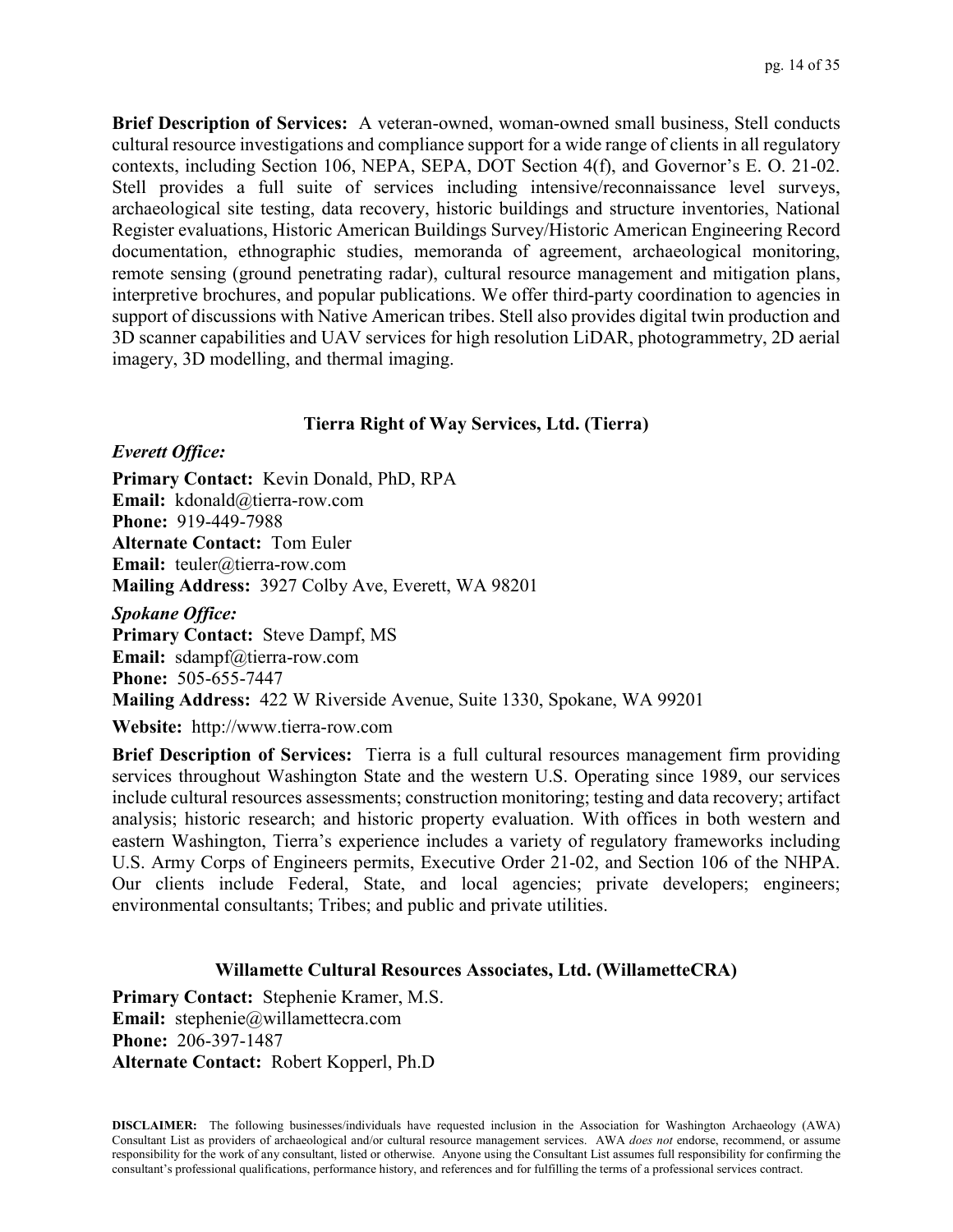**Brief Description of Services:** A veteran-owned, woman-owned small business, Stell conducts cultural resource investigations and compliance support for a wide range of clients in all regulatory contexts, including Section 106, NEPA, SEPA, DOT Section 4(f), and Governor's E. O. 21-02. Stell provides a full suite of services including intensive/reconnaissance level surveys, archaeological site testing, data recovery, historic buildings and structure inventories, National Register evaluations, Historic American Buildings Survey/Historic American Engineering Record documentation, ethnographic studies, memoranda of agreement, archaeological monitoring, remote sensing (ground penetrating radar), cultural resource management and mitigation plans, interpretive brochures, and popular publications. We offer third-party coordination to agencies in support of discussions with Native American tribes. Stell also provides digital twin production and 3D scanner capabilities and UAV services for high resolution LiDAR, photogrammetry, 2D aerial imagery, 3D modelling, and thermal imaging.

## Tierra Right of Way Services, Ltd. (Tierra)

***Everett Office:***

**Primary Contact:** Kevin Donald, PhD, RPA
**Email:** kdonald@tierra-row.com
**Phone:** 919-449-7988
**Alternate Contact:** Tom Euler
**Email:** teuler@tierra-row.com
**Mailing Address:** 3927 Colby Ave, Everett, WA 98201

***Spokane Office:***

**Primary Contact:** Steve Dampf, MS
**Email:** sdampf@tierra-row.com
**Phone:** 505-655-7447
**Mailing Address:** 422 W Riverside Avenue, Suite 1330, Spokane, WA 99201

**Website:** http://www.tierra-row.com

**Brief Description of Services:** Tierra is a full cultural resources management firm providing services throughout Washington State and the western U.S. Operating since 1989, our services include cultural resources assessments; construction monitoring; testing and data recovery; artifact analysis; historic research; and historic property evaluation. With offices in both western and eastern Washington, Tierra's experience includes a variety of regulatory frameworks including U.S. Army Corps of Engineers permits, Executive Order 21-02, and Section 106 of the NHPA. Our clients include Federal, State, and local agencies; private developers; engineers; environmental consultants; Tribes; and public and private utilities.

## Willamette Cultural Resources Associates, Ltd. (WillametteCRA)

**Primary Contact:** Stephenie Kramer, M.S.
**Email:** stephenie@willamettecra.com
**Phone:** 206-397-1487
**Alternate Contact:** Robert Kopperl, Ph.D

**DISCLAIMER:** The following businesses/individuals have requested inclusion in the Association for Washington Archaeology (AWA) Consultant List as providers of archaeological and/or cultural resource management services. AWA *does not* endorse, recommend, or assume responsibility for the work of any consultant, listed or otherwise. Anyone using the Consultant List assumes full responsibility for confirming the consultant's professional qualifications, performance history, and references and for fulfilling the terms of a professional services contract.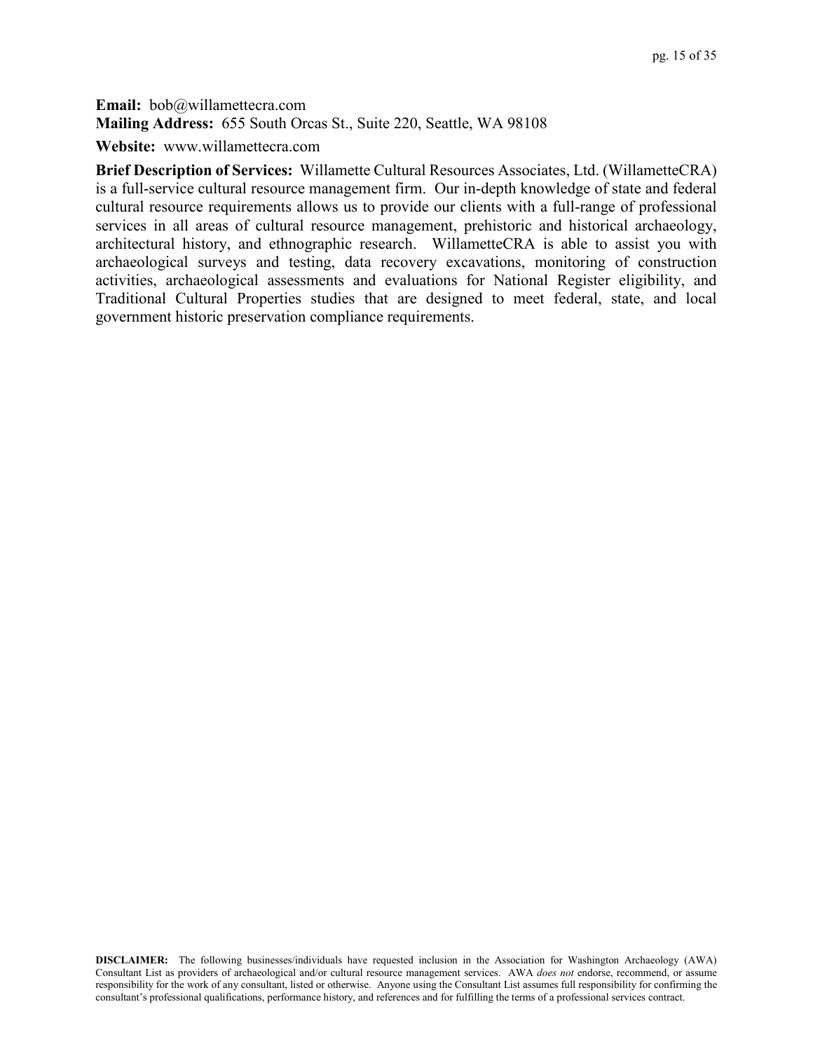**Email:** bob@willamettecra.com
**Mailing Address:** 655 South Orcas St., Suite 220, Seattle, WA 98108

**Website:** www.willamettecra.com

**Brief Description of Services:** Willamette Cultural Resources Associates, Ltd. (WillametteCRA) is a full-service cultural resource management firm. Our in-depth knowledge of state and federal cultural resource requirements allows us to provide our clients with a full-range of professional services in all areas of cultural resource management, prehistoric and historical archaeology, architectural history, and ethnographic research. WillametteCRA is able to assist you with archaeological surveys and testing, data recovery excavations, monitoring of construction activities, archaeological assessments and evaluations for National Register eligibility, and Traditional Cultural Properties studies that are designed to meet federal, state, and local government historic preservation compliance requirements.

**DISCLAIMER:** The following businesses/individuals have requested inclusion in the Association for Washington Archaeology (AWA) Consultant List as providers of archaeological and/or cultural resource management services. AWA *does not* endorse, recommend, or assume responsibility for the work of any consultant, listed or otherwise. Anyone using the Consultant List assumes full responsibility for confirming the consultant's professional qualifications, performance history, and references and for fulfilling the terms of a professional services contract.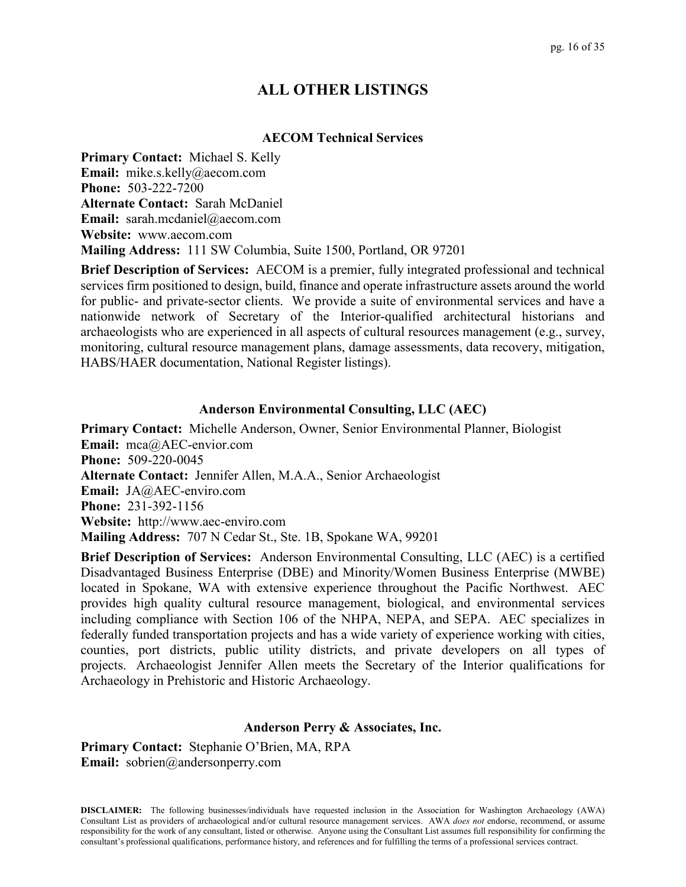## ALL OTHER LISTINGS

### AECOM Technical Services

**Primary Contact:** Michael S. Kelly
**Email:** mike.s.kelly@aecom.com
**Phone:** 503-222-7200
**Alternate Contact:** Sarah McDaniel
**Email:** sarah.mcdaniel@aecom.com
**Website:** www.aecom.com
**Mailing Address:** 111 SW Columbia, Suite 1500, Portland, OR 97201

**Brief Description of Services:** AECOM is a premier, fully integrated professional and technical services firm positioned to design, build, finance and operate infrastructure assets around the world for public- and private-sector clients. We provide a suite of environmental services and have a nationwide network of Secretary of the Interior-qualified architectural historians and archaeologists who are experienced in all aspects of cultural resources management (e.g., survey, monitoring, cultural resource management plans, damage assessments, data recovery, mitigation, HABS/HAER documentation, National Register listings).

### Anderson Environmental Consulting, LLC (AEC)

**Primary Contact:** Michelle Anderson, Owner, Senior Environmental Planner, Biologist
**Email:** mca@AEC-envior.com
**Phone:** 509-220-0045
**Alternate Contact:** Jennifer Allen, M.A.A., Senior Archaeologist
**Email:** JA@AEC-enviro.com
**Phone:** 231-392-1156
**Website:** http://www.aec-enviro.com
**Mailing Address:** 707 N Cedar St., Ste. 1B, Spokane WA, 99201

**Brief Description of Services:** Anderson Environmental Consulting, LLC (AEC) is a certified Disadvantaged Business Enterprise (DBE) and Minority/Women Business Enterprise (MWBE) located in Spokane, WA with extensive experience throughout the Pacific Northwest. AEC provides high quality cultural resource management, biological, and environmental services including compliance with Section 106 of the NHPA, NEPA, and SEPA. AEC specializes in federally funded transportation projects and has a wide variety of experience working with cities, counties, port districts, public utility districts, and private developers on all types of projects. Archaeologist Jennifer Allen meets the Secretary of the Interior qualifications for Archaeology in Prehistoric and Historic Archaeology.

### Anderson Perry & Associates, Inc.

**Primary Contact:** Stephanie O'Brien, MA, RPA
**Email:** sobrien@andersonperry.com

**DISCLAIMER:** The following businesses/individuals have requested inclusion in the Association for Washington Archaeology (AWA) Consultant List as providers of archaeological and/or cultural resource management services. AWA *does not* endorse, recommend, or assume responsibility for the work of any consultant, listed or otherwise. Anyone using the Consultant List assumes full responsibility for confirming the consultant's professional qualifications, performance history, and references and for fulfilling the terms of a professional services contract.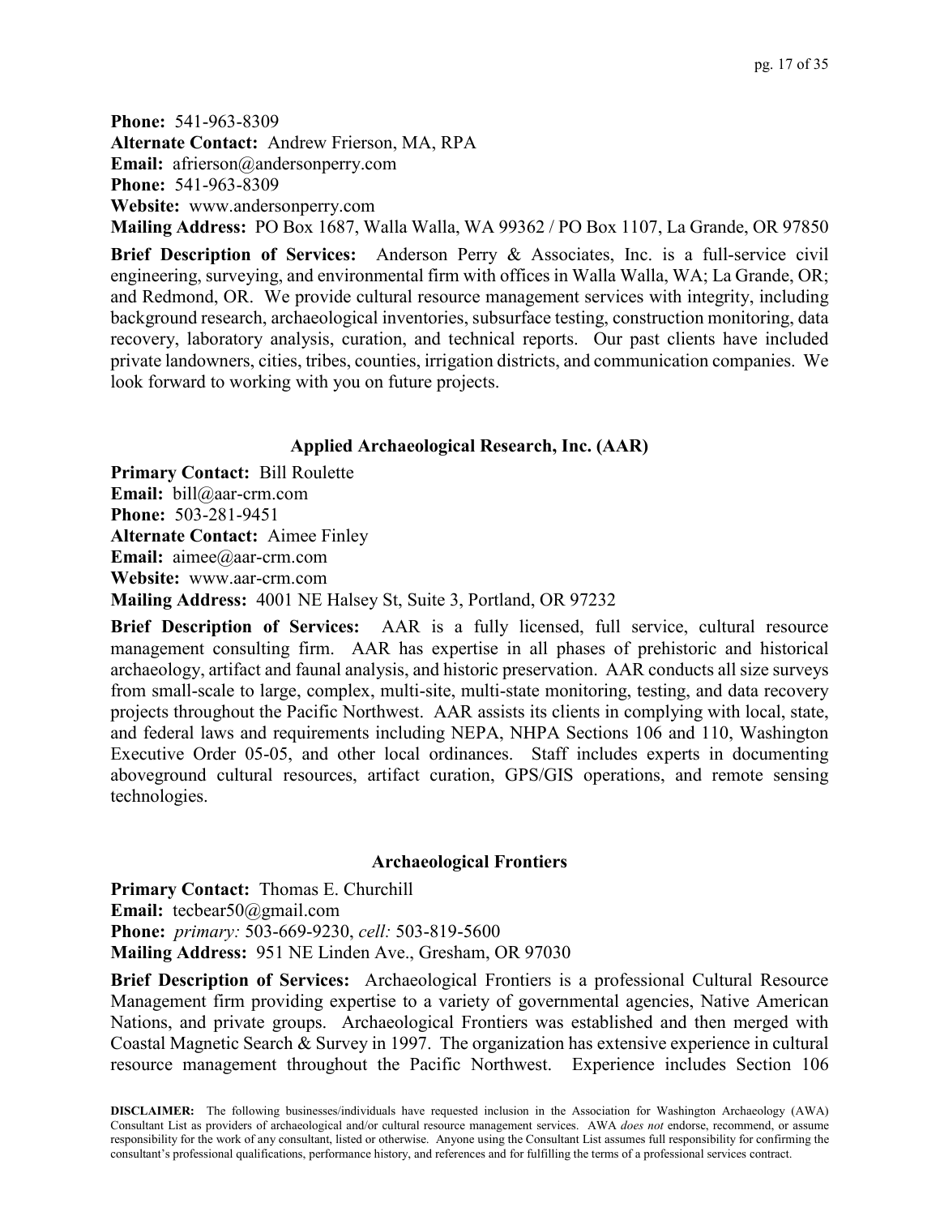**Phone:** 541-963-8309
**Alternate Contact:** Andrew Frierson, MA, RPA
**Email:** afrierson@andersonperry.com
**Phone:** 541-963-8309
**Website:** www.andersonperry.com
**Mailing Address:** PO Box 1687, Walla Walla, WA 99362 / PO Box 1107, La Grande, OR 97850

**Brief Description of Services:** Anderson Perry & Associates, Inc. is a full-service civil engineering, surveying, and environmental firm with offices in Walla Walla, WA; La Grande, OR; and Redmond, OR. We provide cultural resource management services with integrity, including background research, archaeological inventories, subsurface testing, construction monitoring, data recovery, laboratory analysis, curation, and technical reports. Our past clients have included private landowners, cities, tribes, counties, irrigation districts, and communication companies. We look forward to working with you on future projects.

### Applied Archaeological Research, Inc. (AAR)

**Primary Contact:** Bill Roulette
**Email:** bill@aar-crm.com
**Phone:** 503-281-9451
**Alternate Contact:** Aimee Finley
**Email:** aimee@aar-crm.com
**Website:** www.aar-crm.com
**Mailing Address:** 4001 NE Halsey St, Suite 3, Portland, OR 97232

**Brief Description of Services:** AAR is a fully licensed, full service, cultural resource management consulting firm. AAR has expertise in all phases of prehistoric and historical archaeology, artifact and faunal analysis, and historic preservation. AAR conducts all size surveys from small-scale to large, complex, multi-site, multi-state monitoring, testing, and data recovery projects throughout the Pacific Northwest. AAR assists its clients in complying with local, state, and federal laws and requirements including NEPA, NHPA Sections 106 and 110, Washington Executive Order 05-05, and other local ordinances. Staff includes experts in documenting aboveground cultural resources, artifact curation, GPS/GIS operations, and remote sensing technologies.

### Archaeological Frontiers

**Primary Contact:** Thomas E. Churchill
**Email:** tecbear50@gmail.com
**Phone:** *primary:* 503-669-9230, *cell:* 503-819-5600
**Mailing Address:** 951 NE Linden Ave., Gresham, OR 97030

**Brief Description of Services:** Archaeological Frontiers is a professional Cultural Resource Management firm providing expertise to a variety of governmental agencies, Native American Nations, and private groups. Archaeological Frontiers was established and then merged with Coastal Magnetic Search & Survey in 1997. The organization has extensive experience in cultural resource management throughout the Pacific Northwest. Experience includes Section 106

**DISCLAIMER:** The following businesses/individuals have requested inclusion in the Association for Washington Archaeology (AWA) Consultant List as providers of archaeological and/or cultural resource management services. AWA *does not* endorse, recommend, or assume responsibility for the work of any consultant, listed or otherwise. Anyone using the Consultant List assumes full responsibility for confirming the consultant's professional qualifications, performance history, and references and for fulfilling the terms of a professional services contract.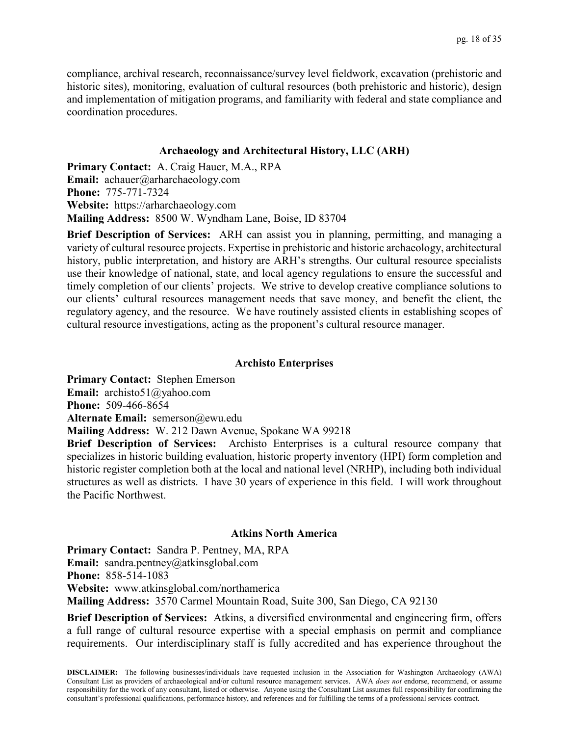compliance, archival research, reconnaissance/survey level fieldwork, excavation (prehistoric and historic sites), monitoring, evaluation of cultural resources (both prehistoric and historic), design and implementation of mitigation programs, and familiarity with federal and state compliance and coordination procedures.

### Archaeology and Architectural History, LLC (ARH)

**Primary Contact:** A. Craig Hauer, M.A., RPA
**Email:** achauer@arharchaeology.com
**Phone:** 775-771-7324
**Website:** https://arharchaeology.com
**Mailing Address:** 8500 W. Wyndham Lane, Boise, ID 83704

**Brief Description of Services:** ARH can assist you in planning, permitting, and managing a variety of cultural resource projects. Expertise in prehistoric and historic archaeology, architectural history, public interpretation, and history are ARH's strengths. Our cultural resource specialists use their knowledge of national, state, and local agency regulations to ensure the successful and timely completion of our clients' projects. We strive to develop creative compliance solutions to our clients' cultural resources management needs that save money, and benefit the client, the regulatory agency, and the resource. We have routinely assisted clients in establishing scopes of cultural resource investigations, acting as the proponent's cultural resource manager.

### Archisto Enterprises

**Primary Contact:** Stephen Emerson
**Email:** archisto51@yahoo.com
**Phone:** 509-466-8654
**Alternate Email:** semerson@ewu.edu
**Mailing Address:** W. 212 Dawn Avenue, Spokane WA 99218
**Brief Description of Services:** Archisto Enterprises is a cultural resource company that specializes in historic building evaluation, historic property inventory (HPI) form completion and historic register completion both at the local and national level (NRHP), including both individual structures as well as districts. I have 30 years of experience in this field. I will work throughout the Pacific Northwest.

### Atkins North America

**Primary Contact:** Sandra P. Pentney, MA, RPA
**Email:** sandra.pentney@atkinsglobal.com
**Phone:** 858-514-1083
**Website:** www.atkinsglobal.com/northamerica
**Mailing Address:** 3570 Carmel Mountain Road, Suite 300, San Diego, CA 92130

**Brief Description of Services:** Atkins, a diversified environmental and engineering firm, offers a full range of cultural resource expertise with a special emphasis on permit and compliance requirements. Our interdisciplinary staff is fully accredited and has experience throughout the

**DISCLAIMER:** The following businesses/individuals have requested inclusion in the Association for Washington Archaeology (AWA) Consultant List as providers of archaeological and/or cultural resource management services. AWA *does not* endorse, recommend, or assume responsibility for the work of any consultant, listed or otherwise. Anyone using the Consultant List assumes full responsibility for confirming the consultant's professional qualifications, performance history, and references and for fulfilling the terms of a professional services contract.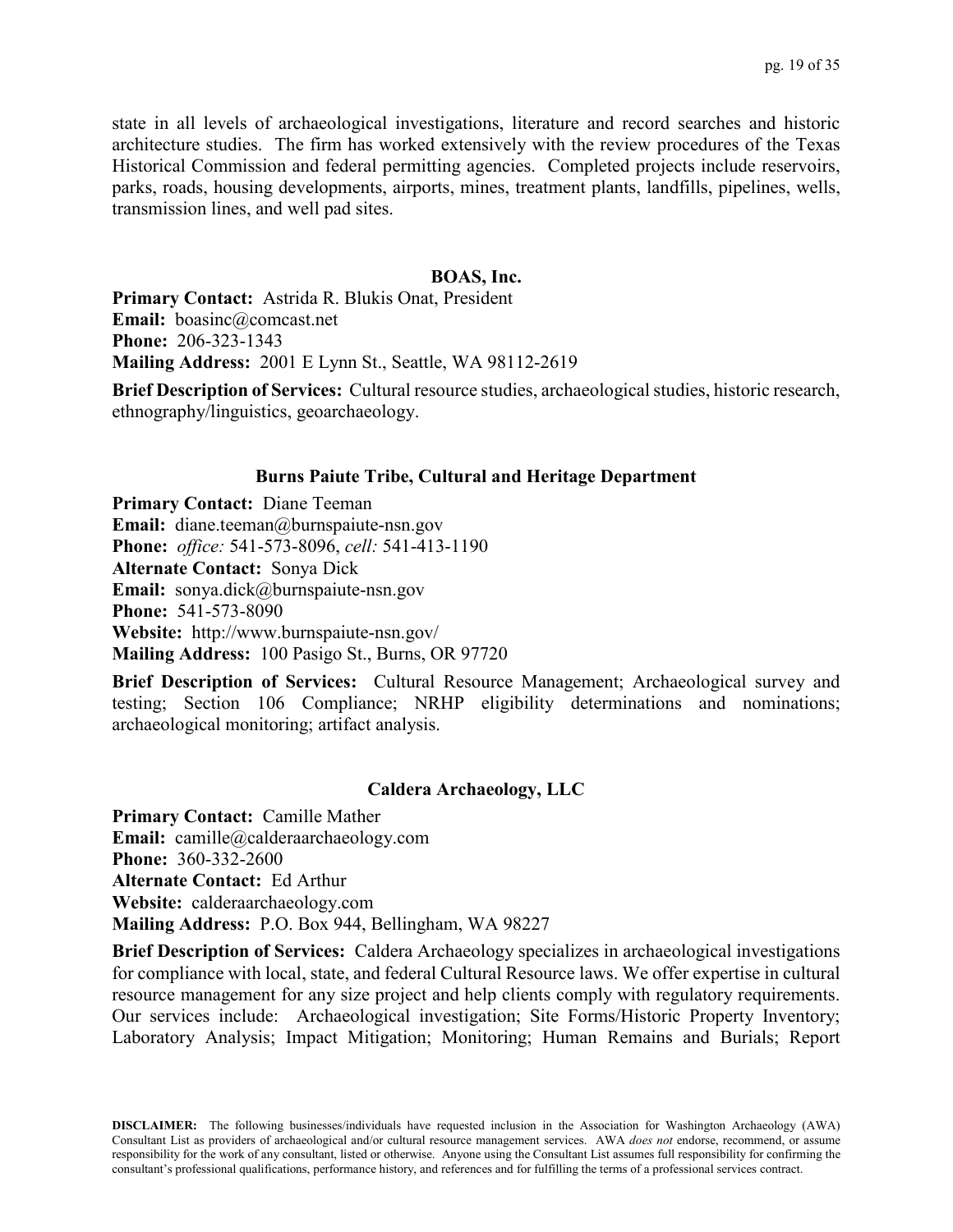state in all levels of archaeological investigations, literature and record searches and historic architecture studies. The firm has worked extensively with the review procedures of the Texas Historical Commission and federal permitting agencies. Completed projects include reservoirs, parks, roads, housing developments, airports, mines, treatment plants, landfills, pipelines, wells, transmission lines, and well pad sites.

### BOAS, Inc.

**Primary Contact:** Astrida R. Blukis Onat, President
**Email:** boasinc@comcast.net
**Phone:** 206-323-1343
**Mailing Address:** 2001 E Lynn St., Seattle, WA 98112-2619

**Brief Description of Services:** Cultural resource studies, archaeological studies, historic research, ethnography/linguistics, geoarchaeology.

### Burns Paiute Tribe, Cultural and Heritage Department

**Primary Contact:** Diane Teeman
**Email:** diane.teeman@burnspaiute-nsn.gov
**Phone:** *office:* 541-573-8096, *cell:* 541-413-1190
**Alternate Contact:** Sonya Dick
**Email:** sonya.dick@burnspaiute-nsn.gov
**Phone:** 541-573-8090
**Website:** http://www.burnspaiute-nsn.gov/
**Mailing Address:** 100 Pasigo St., Burns, OR 97720

**Brief Description of Services:** Cultural Resource Management; Archaeological survey and testing; Section 106 Compliance; NRHP eligibility determinations and nominations; archaeological monitoring; artifact analysis.

### Caldera Archaeology, LLC

**Primary Contact:** Camille Mather
**Email:** camille@calderaarchaeology.com
**Phone:** 360-332-2600
**Alternate Contact:** Ed Arthur
**Website:** calderaarchaeology.com
**Mailing Address:** P.O. Box 944, Bellingham, WA 98227

**Brief Description of Services:** Caldera Archaeology specializes in archaeological investigations for compliance with local, state, and federal Cultural Resource laws. We offer expertise in cultural resource management for any size project and help clients comply with regulatory requirements. Our services include: Archaeological investigation; Site Forms/Historic Property Inventory; Laboratory Analysis; Impact Mitigation; Monitoring; Human Remains and Burials; Report

**DISCLAIMER:** The following businesses/individuals have requested inclusion in the Association for Washington Archaeology (AWA) Consultant List as providers of archaeological and/or cultural resource management services. AWA *does not* endorse, recommend, or assume responsibility for the work of any consultant, listed or otherwise. Anyone using the Consultant List assumes full responsibility for confirming the consultant's professional qualifications, performance history, and references and for fulfilling the terms of a professional services contract.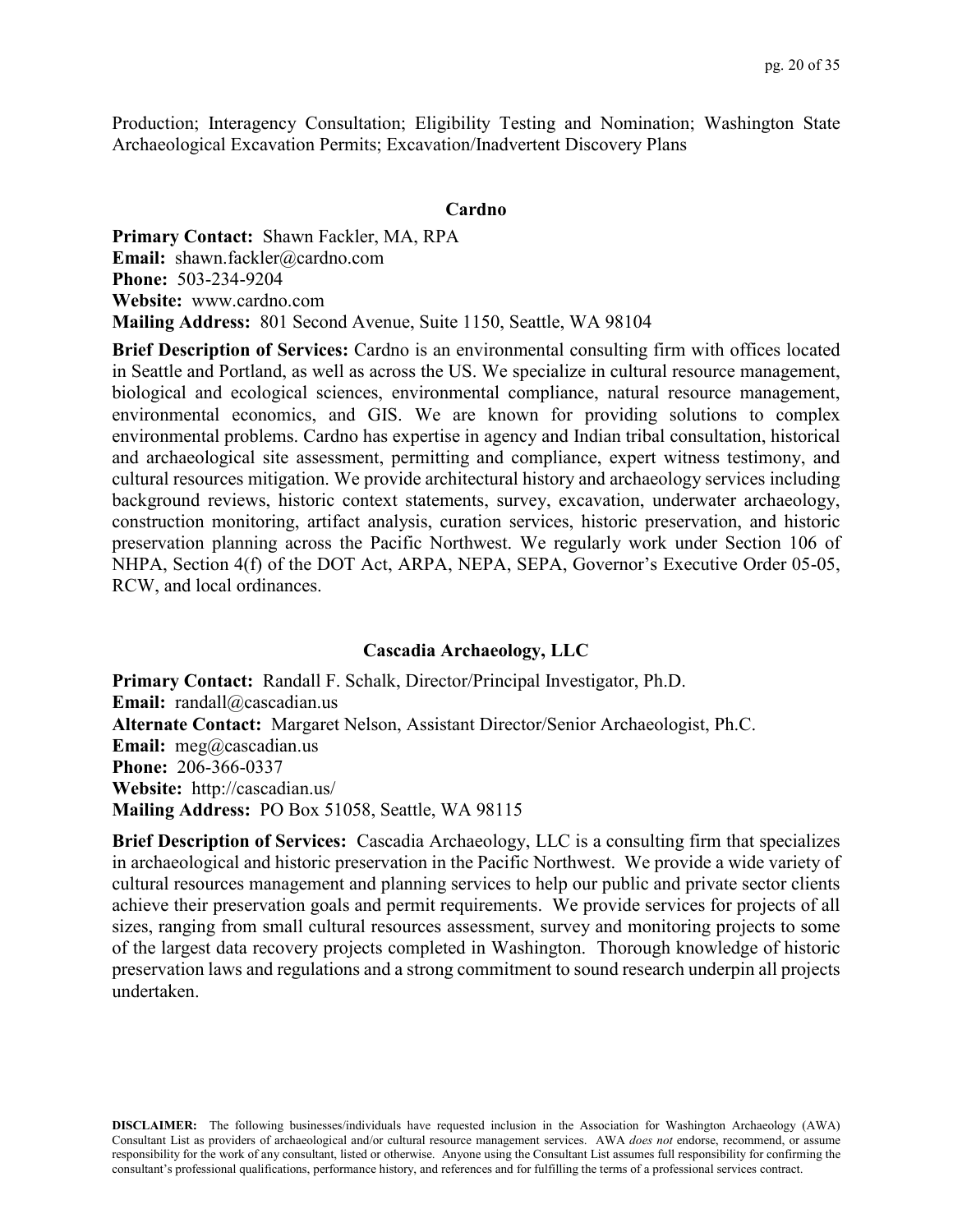Production; Interagency Consultation; Eligibility Testing and Nomination; Washington State Archaeological Excavation Permits; Excavation/Inadvertent Discovery Plans

### Cardno

**Primary Contact:** Shawn Fackler, MA, RPA
**Email:** shawn.fackler@cardno.com
**Phone:** 503-234-9204
**Website:** www.cardno.com
**Mailing Address:** 801 Second Avenue, Suite 1150, Seattle, WA 98104

**Brief Description of Services:** Cardno is an environmental consulting firm with offices located in Seattle and Portland, as well as across the US. We specialize in cultural resource management, biological and ecological sciences, environmental compliance, natural resource management, environmental economics, and GIS. We are known for providing solutions to complex environmental problems. Cardno has expertise in agency and Indian tribal consultation, historical and archaeological site assessment, permitting and compliance, expert witness testimony, and cultural resources mitigation. We provide architectural history and archaeology services including background reviews, historic context statements, survey, excavation, underwater archaeology, construction monitoring, artifact analysis, curation services, historic preservation, and historic preservation planning across the Pacific Northwest. We regularly work under Section 106 of NHPA, Section 4(f) of the DOT Act, ARPA, NEPA, SEPA, Governor's Executive Order 05-05, RCW, and local ordinances.

### Cascadia Archaeology, LLC

**Primary Contact:** Randall F. Schalk, Director/Principal Investigator, Ph.D.
**Email:** randall@cascadian.us
**Alternate Contact:** Margaret Nelson, Assistant Director/Senior Archaeologist, Ph.C.
**Email:** meg@cascadian.us
**Phone:** 206-366-0337
**Website:** http://cascadian.us/
**Mailing Address:** PO Box 51058, Seattle, WA 98115

**Brief Description of Services:** Cascadia Archaeology, LLC is a consulting firm that specializes in archaeological and historic preservation in the Pacific Northwest. We provide a wide variety of cultural resources management and planning services to help our public and private sector clients achieve their preservation goals and permit requirements. We provide services for projects of all sizes, ranging from small cultural resources assessment, survey and monitoring projects to some of the largest data recovery projects completed in Washington. Thorough knowledge of historic preservation laws and regulations and a strong commitment to sound research underpin all projects undertaken.

**DISCLAIMER:** The following businesses/individuals have requested inclusion in the Association for Washington Archaeology (AWA) Consultant List as providers of archaeological and/or cultural resource management services. AWA *does not* endorse, recommend, or assume responsibility for the work of any consultant, listed or otherwise. Anyone using the Consultant List assumes full responsibility for confirming the consultant's professional qualifications, performance history, and references and for fulfilling the terms of a professional services contract.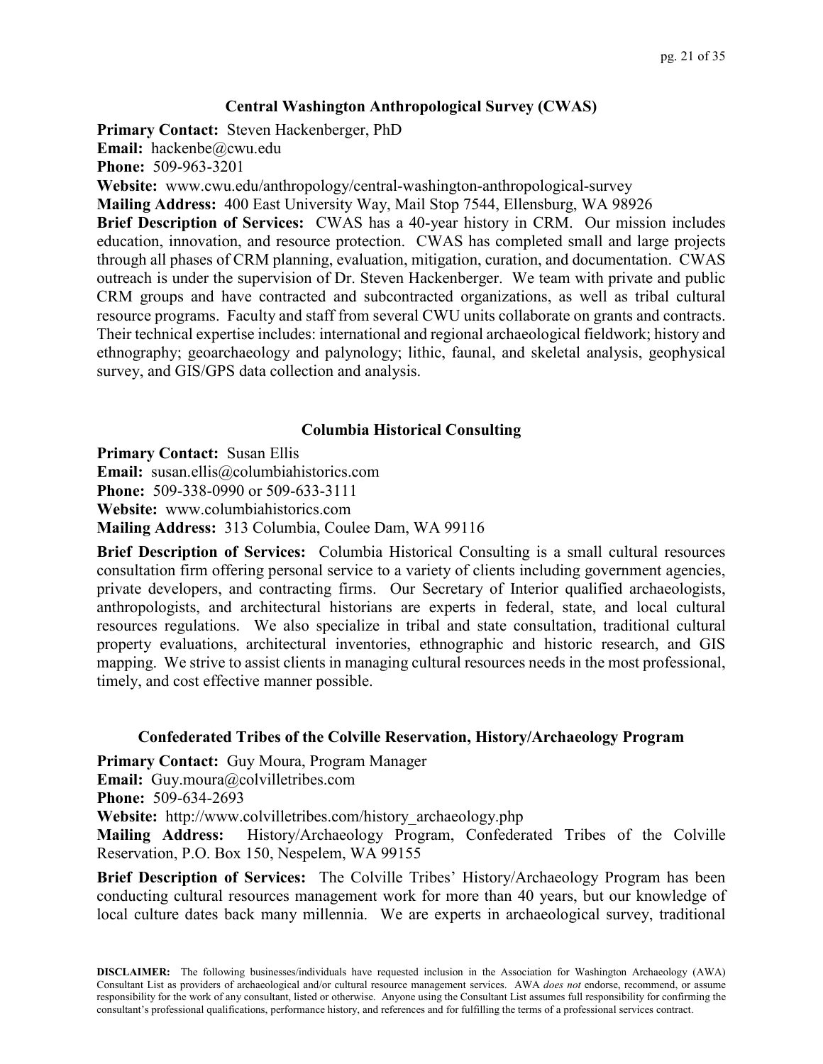### Central Washington Anthropological Survey (CWAS)

**Primary Contact:** Steven Hackenberger, PhD
**Email:** hackenbe@cwu.edu
**Phone:** 509-963-3201
**Website:** www.cwu.edu/anthropology/central-washington-anthropological-survey
**Mailing Address:** 400 East University Way, Mail Stop 7544, Ellensburg, WA 98926
**Brief Description of Services:** CWAS has a 40-year history in CRM. Our mission includes education, innovation, and resource protection. CWAS has completed small and large projects through all phases of CRM planning, evaluation, mitigation, curation, and documentation. CWAS outreach is under the supervision of Dr. Steven Hackenberger. We team with private and public CRM groups and have contracted and subcontracted organizations, as well as tribal cultural resource programs. Faculty and staff from several CWU units collaborate on grants and contracts. Their technical expertise includes: international and regional archaeological fieldwork; history and ethnography; geoarchaeology and palynology; lithic, faunal, and skeletal analysis, geophysical survey, and GIS/GPS data collection and analysis.

### Columbia Historical Consulting

**Primary Contact:** Susan Ellis
**Email:** susan.ellis@columbiahistorics.com
**Phone:** 509-338-0990 or 509-633-3111
**Website:** www.columbiahistorics.com
**Mailing Address:** 313 Columbia, Coulee Dam, WA 99116

**Brief Description of Services:** Columbia Historical Consulting is a small cultural resources consultation firm offering personal service to a variety of clients including government agencies, private developers, and contracting firms. Our Secretary of Interior qualified archaeologists, anthropologists, and architectural historians are experts in federal, state, and local cultural resources regulations. We also specialize in tribal and state consultation, traditional cultural property evaluations, architectural inventories, ethnographic and historic research, and GIS mapping. We strive to assist clients in managing cultural resources needs in the most professional, timely, and cost effective manner possible.

### Confederated Tribes of the Colville Reservation, History/Archaeology Program

**Primary Contact:** Guy Moura, Program Manager
**Email:** Guy.moura@colvilletribes.com
**Phone:** 509-634-2693
**Website:** http://www.colvilletribes.com/history_archaeology.php
**Mailing Address:** History/Archaeology Program, Confederated Tribes of the Colville Reservation, P.O. Box 150, Nespelem, WA 99155

**Brief Description of Services:** The Colville Tribes' History/Archaeology Program has been conducting cultural resources management work for more than 40 years, but our knowledge of local culture dates back many millennia. We are experts in archaeological survey, traditional

**DISCLAIMER:** The following businesses/individuals have requested inclusion in the Association for Washington Archaeology (AWA) Consultant List as providers of archaeological and/or cultural resource management services. AWA *does not* endorse, recommend, or assume responsibility for the work of any consultant, listed or otherwise. Anyone using the Consultant List assumes full responsibility for confirming the consultant's professional qualifications, performance history, and references and for fulfilling the terms of a professional services contract.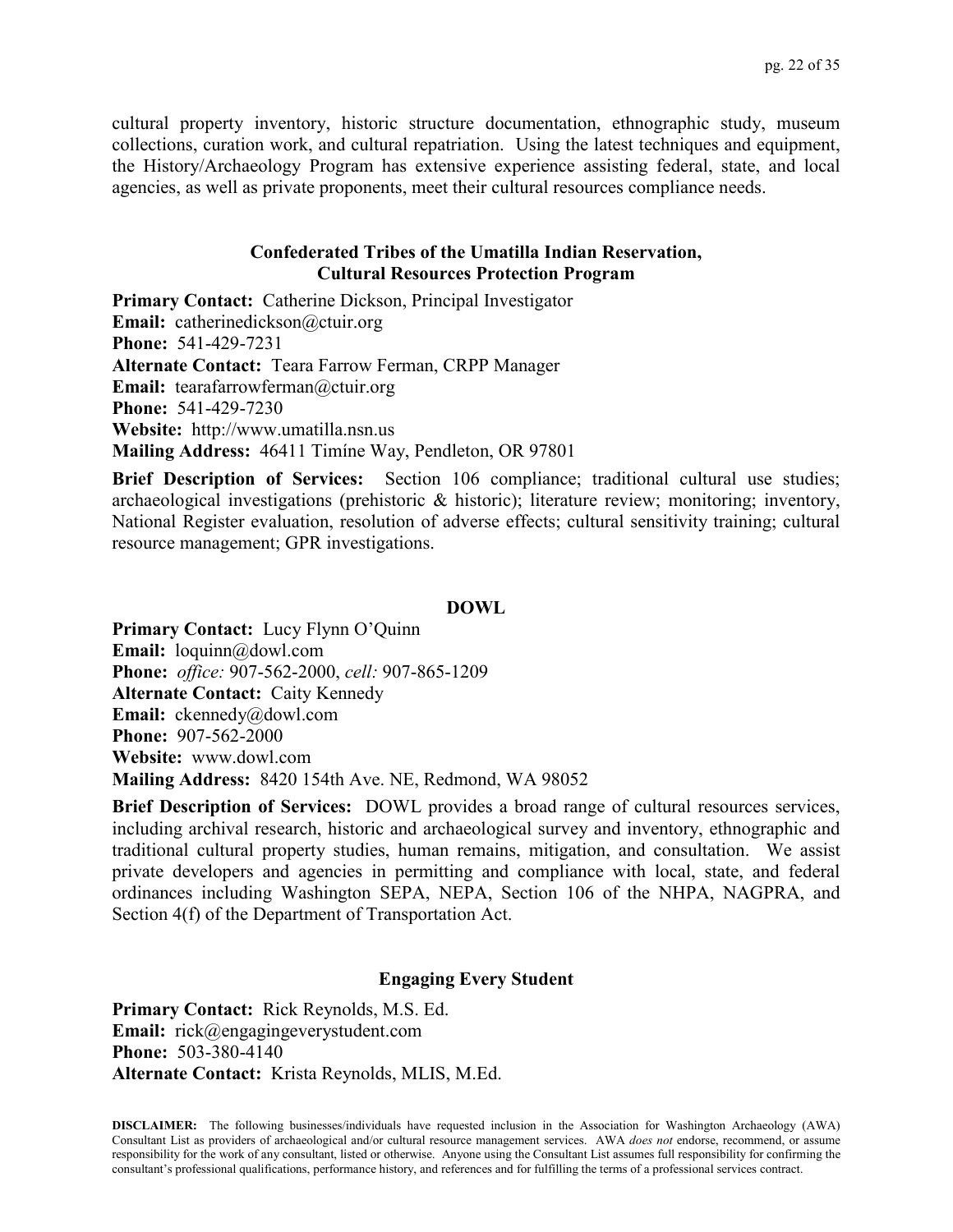cultural property inventory, historic structure documentation, ethnographic study, museum collections, curation work, and cultural repatriation. Using the latest techniques and equipment, the History/Archaeology Program has extensive experience assisting federal, state, and local agencies, as well as private proponents, meet their cultural resources compliance needs.

### Confederated Tribes of the Umatilla Indian Reservation, Cultural Resources Protection Program

**Primary Contact:** Catherine Dickson, Principal Investigator
**Email:** catherinedickson@ctuir.org
**Phone:** 541-429-7231
**Alternate Contact:** Teara Farrow Ferman, CRPP Manager
**Email:** tearafarrowferman@ctuir.org
**Phone:** 541-429-7230
**Website:** http://www.umatilla.nsn.us
**Mailing Address:** 46411 Timíne Way, Pendleton, OR 97801

**Brief Description of Services:** Section 106 compliance; traditional cultural use studies; archaeological investigations (prehistoric & historic); literature review; monitoring; inventory, National Register evaluation, resolution of adverse effects; cultural sensitivity training; cultural resource management; GPR investigations.

### DOWL

**Primary Contact:** Lucy Flynn O'Quinn
**Email:** loquinn@dowl.com
**Phone:** *office:* 907-562-2000, *cell:* 907-865-1209
**Alternate Contact:** Caity Kennedy
**Email:** ckennedy@dowl.com
**Phone:** 907-562-2000
**Website:** www.dowl.com
**Mailing Address:** 8420 154th Ave. NE, Redmond, WA 98052

**Brief Description of Services:** DOWL provides a broad range of cultural resources services, including archival research, historic and archaeological survey and inventory, ethnographic and traditional cultural property studies, human remains, mitigation, and consultation. We assist private developers and agencies in permitting and compliance with local, state, and federal ordinances including Washington SEPA, NEPA, Section 106 of the NHPA, NAGPRA, and Section 4(f) of the Department of Transportation Act.

### Engaging Every Student

**Primary Contact:** Rick Reynolds, M.S. Ed.
**Email:** rick@engagingeverystudent.com
**Phone:** 503-380-4140
**Alternate Contact:** Krista Reynolds, MLIS, M.Ed.

**DISCLAIMER:** The following businesses/individuals have requested inclusion in the Association for Washington Archaeology (AWA) Consultant List as providers of archaeological and/or cultural resource management services. AWA *does not* endorse, recommend, or assume responsibility for the work of any consultant, listed or otherwise. Anyone using the Consultant List assumes full responsibility for confirming the consultant's professional qualifications, performance history, and references and for fulfilling the terms of a professional services contract.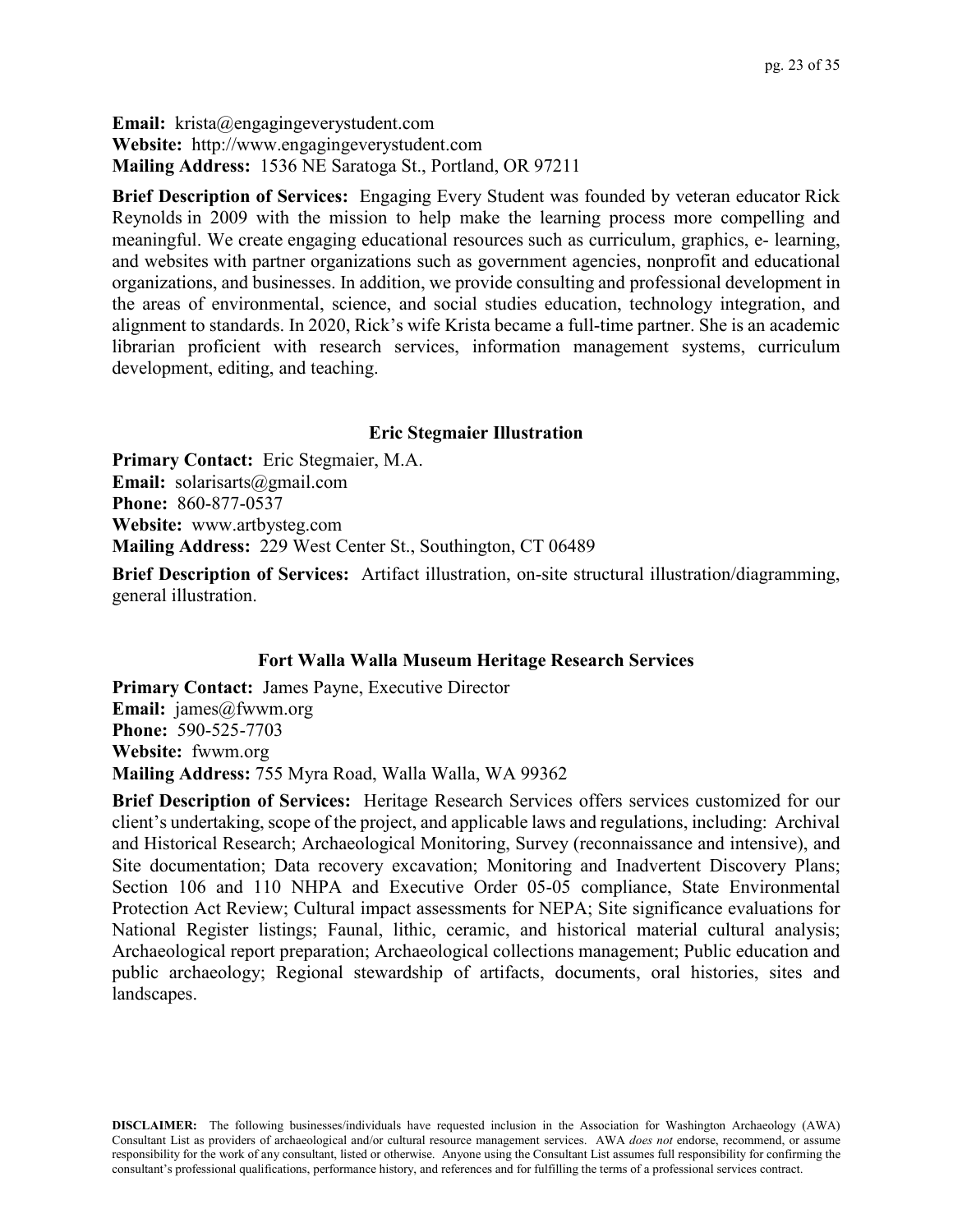**Email:** krista@engagingeverystudent.com
**Website:** http://www.engagingeverystudent.com
**Mailing Address:** 1536 NE Saratoga St., Portland, OR 97211

**Brief Description of Services:** Engaging Every Student was founded by veteran educator Rick Reynolds in 2009 with the mission to help make the learning process more compelling and meaningful. We create engaging educational resources such as curriculum, graphics, e- learning, and websites with partner organizations such as government agencies, nonprofit and educational organizations, and businesses. In addition, we provide consulting and professional development in the areas of environmental, science, and social studies education, technology integration, and alignment to standards. In 2020, Rick's wife Krista became a full-time partner. She is an academic librarian proficient with research services, information management systems, curriculum development, editing, and teaching.

### Eric Stegmaier Illustration

**Primary Contact:** Eric Stegmaier, M.A.
**Email:** solarisarts@gmail.com
**Phone:** 860-877-0537
**Website:** www.artbysteg.com
**Mailing Address:** 229 West Center St., Southington, CT 06489

**Brief Description of Services:** Artifact illustration, on-site structural illustration/diagramming, general illustration.

### Fort Walla Walla Museum Heritage Research Services

**Primary Contact:** James Payne, Executive Director
**Email:** james@fwwm.org
**Phone:** 590-525-7703
**Website:** fwwm.org
**Mailing Address:** 755 Myra Road, Walla Walla, WA 99362

**Brief Description of Services:** Heritage Research Services offers services customized for our client's undertaking, scope of the project, and applicable laws and regulations, including: Archival and Historical Research; Archaeological Monitoring, Survey (reconnaissance and intensive), and Site documentation; Data recovery excavation; Monitoring and Inadvertent Discovery Plans; Section 106 and 110 NHPA and Executive Order 05-05 compliance, State Environmental Protection Act Review; Cultural impact assessments for NEPA; Site significance evaluations for National Register listings; Faunal, lithic, ceramic, and historical material cultural analysis; Archaeological report preparation; Archaeological collections management; Public education and public archaeology; Regional stewardship of artifacts, documents, oral histories, sites and landscapes.

**DISCLAIMER:** The following businesses/individuals have requested inclusion in the Association for Washington Archaeology (AWA) Consultant List as providers of archaeological and/or cultural resource management services. AWA *does not* endorse, recommend, or assume responsibility for the work of any consultant, listed or otherwise. Anyone using the Consultant List assumes full responsibility for confirming the consultant's professional qualifications, performance history, and references and for fulfilling the terms of a professional services contract.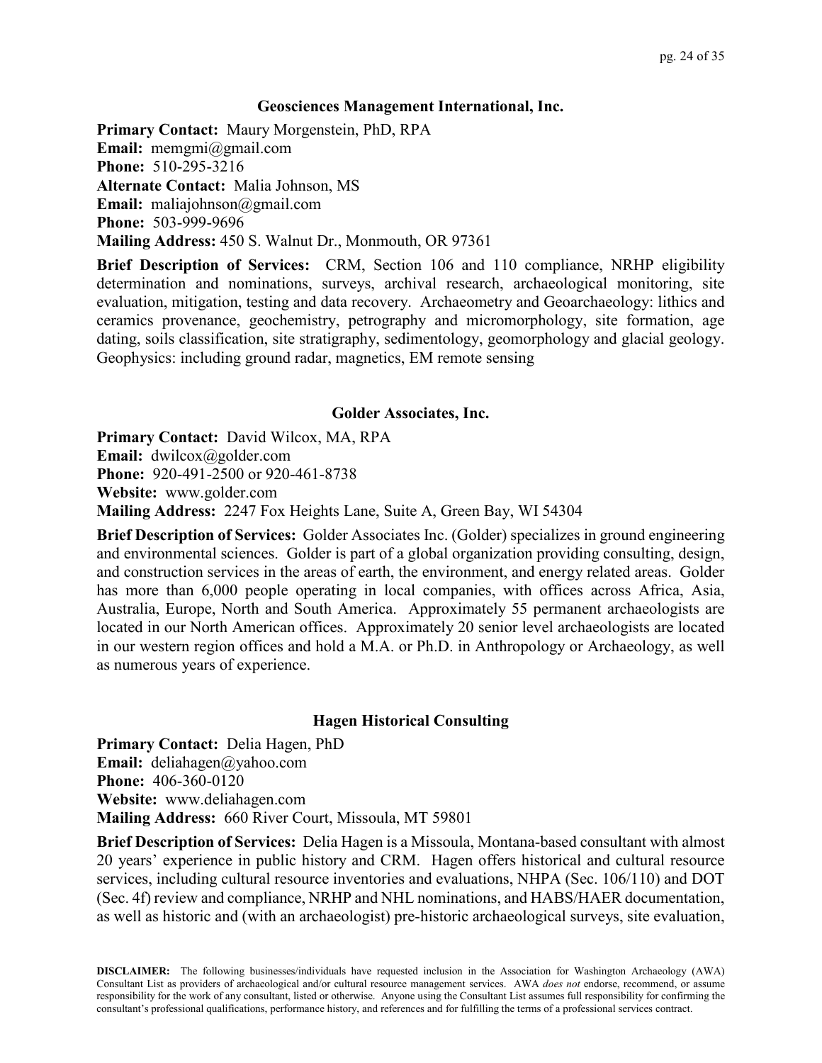### Geosciences Management International, Inc.

**Primary Contact:** Maury Morgenstein, PhD, RPA
**Email:** memgmi@gmail.com
**Phone:** 510-295-3216
**Alternate Contact:** Malia Johnson, MS
**Email:** maliajohnson@gmail.com
**Phone:** 503-999-9696
**Mailing Address:** 450 S. Walnut Dr., Monmouth, OR 97361

**Brief Description of Services:** CRM, Section 106 and 110 compliance, NRHP eligibility determination and nominations, surveys, archival research, archaeological monitoring, site evaluation, mitigation, testing and data recovery. Archaeometry and Geoarchaeology: lithics and ceramics provenance, geochemistry, petrography and micromorphology, site formation, age dating, soils classification, site stratigraphy, sedimentology, geomorphology and glacial geology. Geophysics: including ground radar, magnetics, EM remote sensing

### Golder Associates, Inc.

**Primary Contact:** David Wilcox, MA, RPA
**Email:** dwilcox@golder.com
**Phone:** 920-491-2500 or 920-461-8738
**Website:** www.golder.com
**Mailing Address:** 2247 Fox Heights Lane, Suite A, Green Bay, WI 54304

**Brief Description of Services:** Golder Associates Inc. (Golder) specializes in ground engineering and environmental sciences. Golder is part of a global organization providing consulting, design, and construction services in the areas of earth, the environment, and energy related areas. Golder has more than 6,000 people operating in local companies, with offices across Africa, Asia, Australia, Europe, North and South America. Approximately 55 permanent archaeologists are located in our North American offices. Approximately 20 senior level archaeologists are located in our western region offices and hold a M.A. or Ph.D. in Anthropology or Archaeology, as well as numerous years of experience.

### Hagen Historical Consulting

**Primary Contact:** Delia Hagen, PhD
**Email:** deliahagen@yahoo.com
**Phone:** 406-360-0120
**Website:** www.deliahagen.com
**Mailing Address:** 660 River Court, Missoula, MT 59801

**Brief Description of Services:** Delia Hagen is a Missoula, Montana-based consultant with almost 20 years' experience in public history and CRM. Hagen offers historical and cultural resource services, including cultural resource inventories and evaluations, NHPA (Sec. 106/110) and DOT (Sec. 4f) review and compliance, NRHP and NHL nominations, and HABS/HAER documentation, as well as historic and (with an archaeologist) pre-historic archaeological surveys, site evaluation,

**DISCLAIMER:** The following businesses/individuals have requested inclusion in the Association for Washington Archaeology (AWA) Consultant List as providers of archaeological and/or cultural resource management services. AWA *does not* endorse, recommend, or assume responsibility for the work of any consultant, listed or otherwise. Anyone using the Consultant List assumes full responsibility for confirming the consultant's professional qualifications, performance history, and references and for fulfilling the terms of a professional services contract.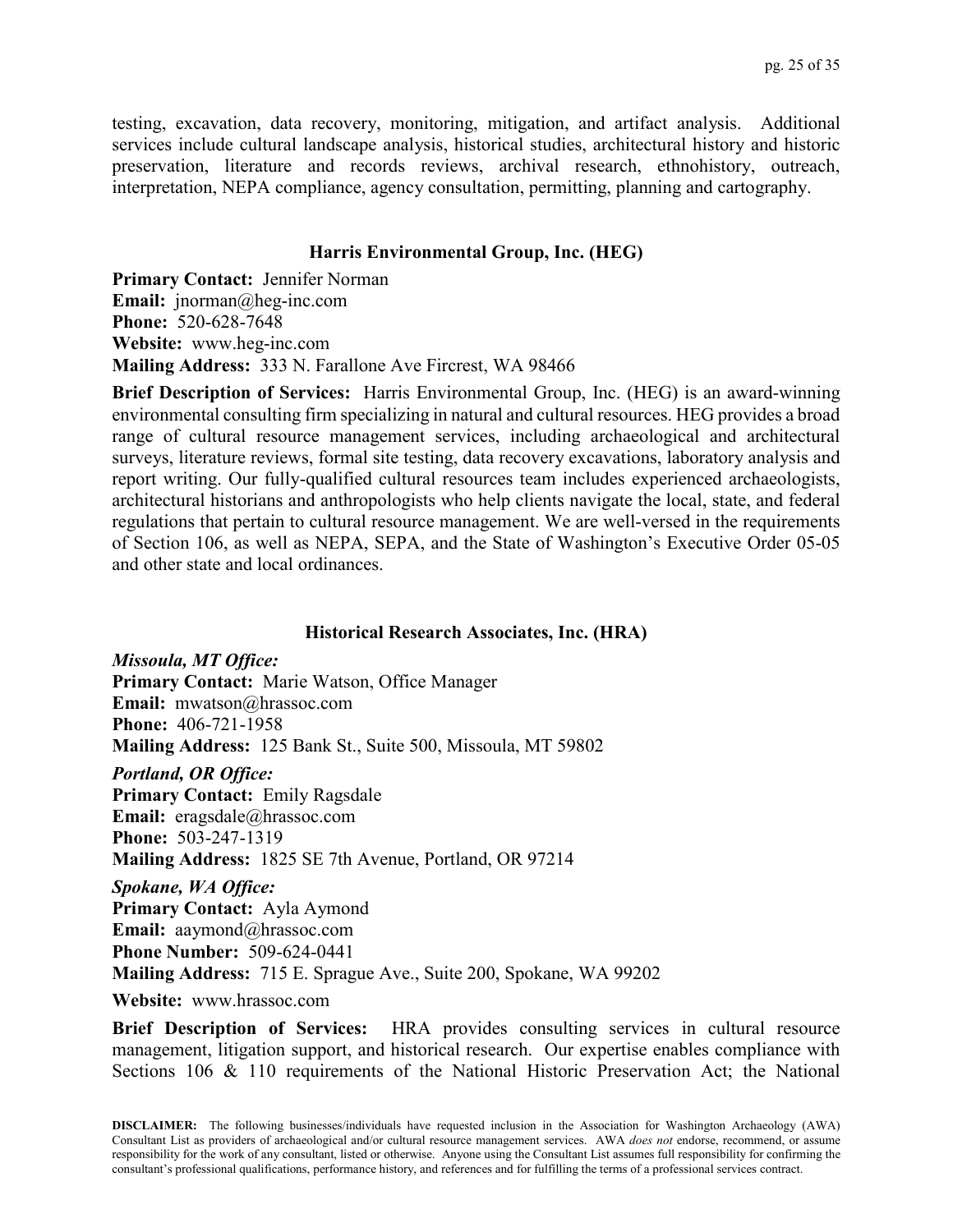testing, excavation, data recovery, monitoring, mitigation, and artifact analysis. Additional services include cultural landscape analysis, historical studies, architectural history and historic preservation, literature and records reviews, archival research, ethnohistory, outreach, interpretation, NEPA compliance, agency consultation, permitting, planning and cartography.

### Harris Environmental Group, Inc. (HEG)

**Primary Contact:** Jennifer Norman
**Email:** jnorman@heg-inc.com
**Phone:** 520-628-7648
**Website:** www.heg-inc.com
**Mailing Address:** 333 N. Farallone Ave Fircrest, WA 98466

**Brief Description of Services:** Harris Environmental Group, Inc. (HEG) is an award-winning environmental consulting firm specializing in natural and cultural resources. HEG provides a broad range of cultural resource management services, including archaeological and architectural surveys, literature reviews, formal site testing, data recovery excavations, laboratory analysis and report writing. Our fully-qualified cultural resources team includes experienced archaeologists, architectural historians and anthropologists who help clients navigate the local, state, and federal regulations that pertain to cultural resource management. We are well-versed in the requirements of Section 106, as well as NEPA, SEPA, and the State of Washington's Executive Order 05-05 and other state and local ordinances.

### Historical Research Associates, Inc. (HRA)

***Missoula, MT Office:***
**Primary Contact:** Marie Watson, Office Manager
**Email:** mwatson@hrassoc.com
**Phone:** 406-721-1958
**Mailing Address:** 125 Bank St., Suite 500, Missoula, MT 59802

***Portland, OR Office:***
**Primary Contact:** Emily Ragsdale
**Email:** eragsdale@hrassoc.com
**Phone:** 503-247-1319
**Mailing Address:** 1825 SE 7th Avenue, Portland, OR 97214

***Spokane, WA Office:***
**Primary Contact:** Ayla Aymond
**Email:** aaymond@hrassoc.com
**Phone Number:** 509-624-0441
**Mailing Address:** 715 E. Sprague Ave., Suite 200, Spokane, WA 99202

**Website:** www.hrassoc.com

**Brief Description of Services:** HRA provides consulting services in cultural resource management, litigation support, and historical research. Our expertise enables compliance with Sections 106 & 110 requirements of the National Historic Preservation Act; the National

**DISCLAIMER:** The following businesses/individuals have requested inclusion in the Association for Washington Archaeology (AWA) Consultant List as providers of archaeological and/or cultural resource management services. AWA *does not* endorse, recommend, or assume responsibility for the work of any consultant, listed or otherwise. Anyone using the Consultant List assumes full responsibility for confirming the consultant's professional qualifications, performance history, and references and for fulfilling the terms of a professional services contract.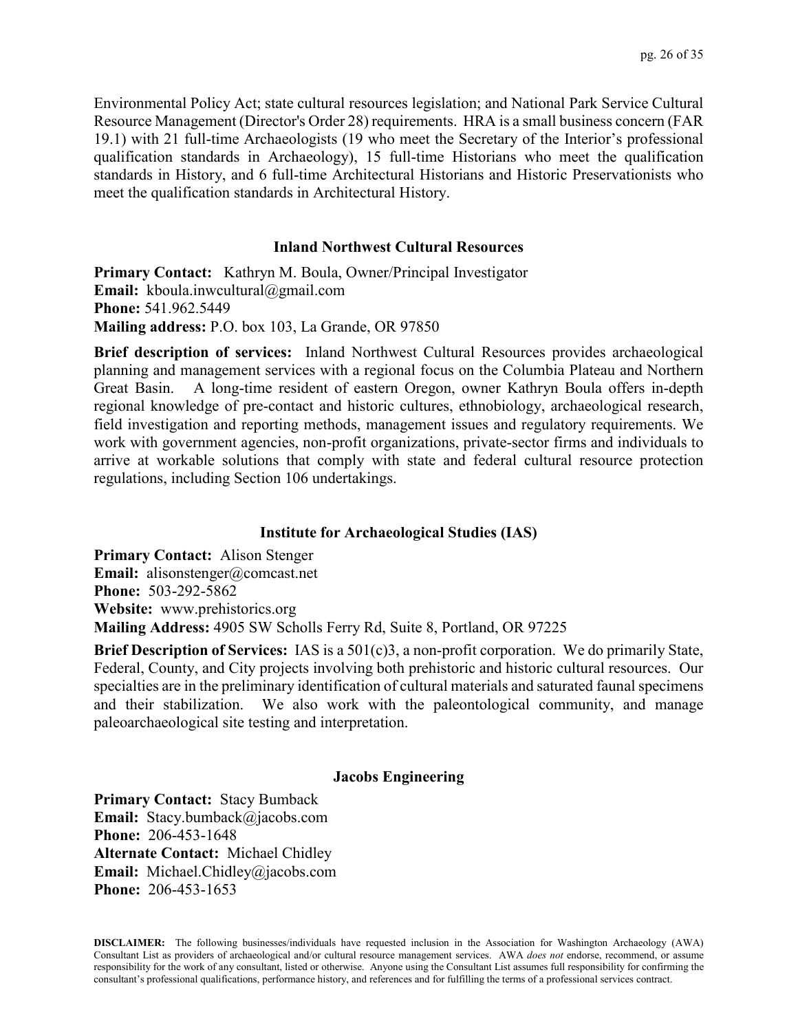Environmental Policy Act; state cultural resources legislation; and National Park Service Cultural Resource Management (Director's Order 28) requirements. HRA is a small business concern (FAR 19.1) with 21 full-time Archaeologists (19 who meet the Secretary of the Interior's professional qualification standards in Archaeology), 15 full-time Historians who meet the qualification standards in History, and 6 full-time Architectural Historians and Historic Preservationists who meet the qualification standards in Architectural History.

### Inland Northwest Cultural Resources

**Primary Contact:** Kathryn M. Boula, Owner/Principal Investigator
**Email:** kboula.inwcultural@gmail.com
**Phone:** 541.962.5449
**Mailing address:** P.O. box 103, La Grande, OR 97850

**Brief description of services:** Inland Northwest Cultural Resources provides archaeological planning and management services with a regional focus on the Columbia Plateau and Northern Great Basin. A long-time resident of eastern Oregon, owner Kathryn Boula offers in-depth regional knowledge of pre-contact and historic cultures, ethnobiology, archaeological research, field investigation and reporting methods, management issues and regulatory requirements. We work with government agencies, non-profit organizations, private-sector firms and individuals to arrive at workable solutions that comply with state and federal cultural resource protection regulations, including Section 106 undertakings.

### Institute for Archaeological Studies (IAS)

**Primary Contact:** Alison Stenger
**Email:** alisonstenger@comcast.net
**Phone:** 503-292-5862
**Website:** www.prehistorics.org
**Mailing Address:** 4905 SW Scholls Ferry Rd, Suite 8, Portland, OR 97225

**Brief Description of Services:** IAS is a 501(c)3, a non-profit corporation. We do primarily State, Federal, County, and City projects involving both prehistoric and historic cultural resources. Our specialties are in the preliminary identification of cultural materials and saturated faunal specimens and their stabilization. We also work with the paleontological community, and manage paleoarchaeological site testing and interpretation.

### Jacobs Engineering

**Primary Contact:** Stacy Bumback
**Email:** Stacy.bumback@jacobs.com
**Phone:** 206-453-1648
**Alternate Contact:** Michael Chidley
**Email:** Michael.Chidley@jacobs.com
**Phone:** 206-453-1653

**DISCLAIMER:** The following businesses/individuals have requested inclusion in the Association for Washington Archaeology (AWA) Consultant List as providers of archaeological and/or cultural resource management services. AWA *does not* endorse, recommend, or assume responsibility for the work of any consultant, listed or otherwise. Anyone using the Consultant List assumes full responsibility for confirming the consultant's professional qualifications, performance history, and references and for fulfilling the terms of a professional services contract.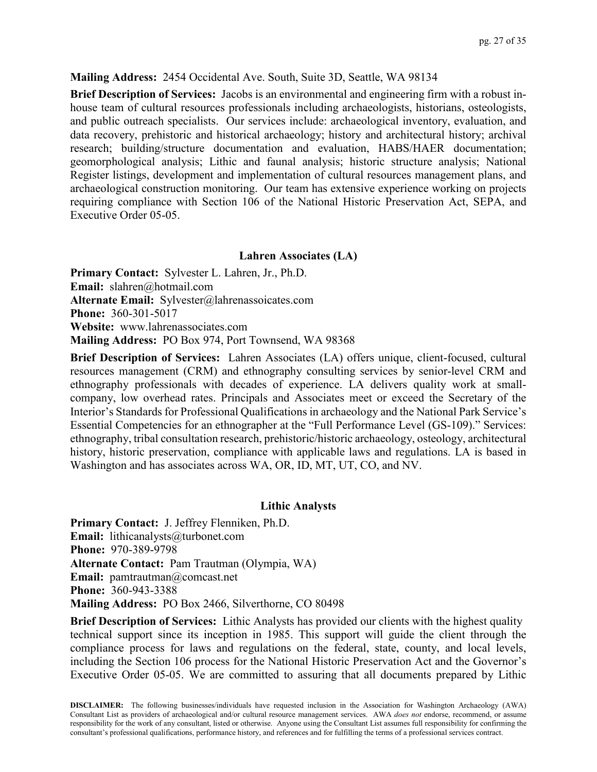**Mailing Address:** 2454 Occidental Ave. South, Suite 3D, Seattle, WA 98134

**Brief Description of Services:** Jacobs is an environmental and engineering firm with a robust in-house team of cultural resources professionals including archaeologists, historians, osteologists, and public outreach specialists. Our services include: archaeological inventory, evaluation, and data recovery, prehistoric and historical archaeology; history and architectural history; archival research; building/structure documentation and evaluation, HABS/HAER documentation; geomorphological analysis; Lithic and faunal analysis; historic structure analysis; National Register listings, development and implementation of cultural resources management plans, and archaeological construction monitoring. Our team has extensive experience working on projects requiring compliance with Section 106 of the National Historic Preservation Act, SEPA, and Executive Order 05-05.

### Lahren Associates (LA)

**Primary Contact:** Sylvester L. Lahren, Jr., Ph.D.
**Email:** slahren@hotmail.com
**Alternate Email:** Sylvester@lahrenassoicates.com
**Phone:** 360-301-5017
**Website:** www.lahrenassociates.com
**Mailing Address:** PO Box 974, Port Townsend, WA 98368

**Brief Description of Services:** Lahren Associates (LA) offers unique, client-focused, cultural resources management (CRM) and ethnography consulting services by senior-level CRM and ethnography professionals with decades of experience. LA delivers quality work at small-company, low overhead rates. Principals and Associates meet or exceed the Secretary of the Interior's Standards for Professional Qualifications in archaeology and the National Park Service's Essential Competencies for an ethnographer at the "Full Performance Level (GS-109)." Services: ethnography, tribal consultation research, prehistoric/historic archaeology, osteology, architectural history, historic preservation, compliance with applicable laws and regulations. LA is based in Washington and has associates across WA, OR, ID, MT, UT, CO, and NV.

### Lithic Analysts

**Primary Contact:** J. Jeffrey Flenniken, Ph.D.
**Email:** lithicanalysts@turbonet.com
**Phone:** 970-389-9798
**Alternate Contact:** Pam Trautman (Olympia, WA)
**Email:** pamtrautman@comcast.net
**Phone:** 360-943-3388
**Mailing Address:** PO Box 2466, Silverthorne, CO 80498

**Brief Description of Services:** Lithic Analysts has provided our clients with the highest quality technical support since its inception in 1985. This support will guide the client through the compliance process for laws and regulations on the federal, state, county, and local levels, including the Section 106 process for the National Historic Preservation Act and the Governor's Executive Order 05-05. We are committed to assuring that all documents prepared by Lithic

**DISCLAIMER:** The following businesses/individuals have requested inclusion in the Association for Washington Archaeology (AWA) Consultant List as providers of archaeological and/or cultural resource management services. AWA *does not* endorse, recommend, or assume responsibility for the work of any consultant, listed or otherwise. Anyone using the Consultant List assumes full responsibility for confirming the consultant's professional qualifications, performance history, and references and for fulfilling the terms of a professional services contract.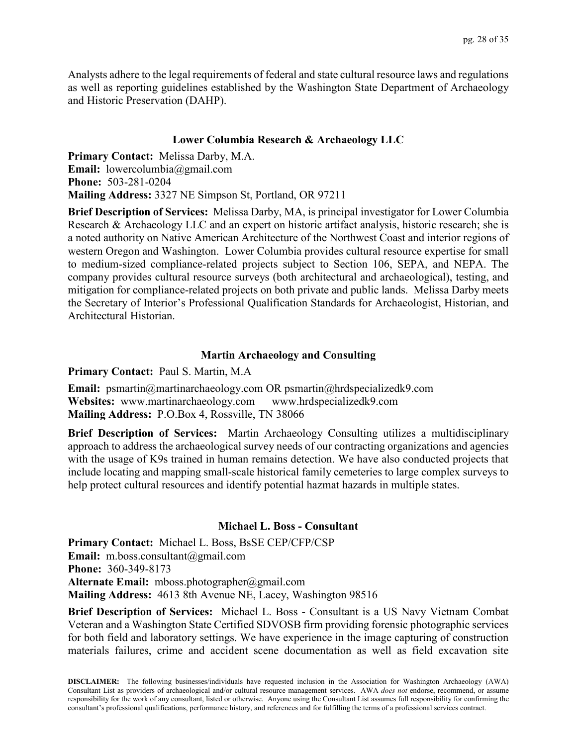Analysts adhere to the legal requirements of federal and state cultural resource laws and regulations as well as reporting guidelines established by the Washington State Department of Archaeology and Historic Preservation (DAHP).

### Lower Columbia Research & Archaeology LLC

**Primary Contact:** Melissa Darby, M.A.
**Email:** lowercolumbia@gmail.com
**Phone:** 503-281-0204
**Mailing Address:** 3327 NE Simpson St, Portland, OR 97211

**Brief Description of Services:** Melissa Darby, MA, is principal investigator for Lower Columbia Research & Archaeology LLC and an expert on historic artifact analysis, historic research; she is a noted authority on Native American Architecture of the Northwest Coast and interior regions of western Oregon and Washington. Lower Columbia provides cultural resource expertise for small to medium-sized compliance-related projects subject to Section 106, SEPA, and NEPA. The company provides cultural resource surveys (both architectural and archaeological), testing, and mitigation for compliance-related projects on both private and public lands. Melissa Darby meets the Secretary of Interior's Professional Qualification Standards for Archaeologist, Historian, and Architectural Historian.

### Martin Archaeology and Consulting

**Primary Contact:** Paul S. Martin, M.A

**Email:** psmartin@martinarchaeology.com OR psmartin@hrdspecializedk9.com
**Websites:** www.martinarchaeology.com www.hrdspecializedk9.com
**Mailing Address:** P.O.Box 4, Rossville, TN 38066

**Brief Description of Services:** Martin Archaeology Consulting utilizes a multidisciplinary approach to address the archaeological survey needs of our contracting organizations and agencies with the usage of K9s trained in human remains detection. We have also conducted projects that include locating and mapping small-scale historical family cemeteries to large complex surveys to help protect cultural resources and identify potential hazmat hazards in multiple states.

### Michael L. Boss - Consultant

**Primary Contact:** Michael L. Boss, BsSE CEP/CFP/CSP
**Email:** m.boss.consultant@gmail.com
**Phone:** 360-349-8173
**Alternate Email:** mboss.photographer@gmail.com
**Mailing Address:** 4613 8th Avenue NE, Lacey, Washington 98516

**Brief Description of Services:** Michael L. Boss - Consultant is a US Navy Vietnam Combat Veteran and a Washington State Certified SDVOSB firm providing forensic photographic services for both field and laboratory settings. We have experience in the image capturing of construction materials failures, crime and accident scene documentation as well as field excavation site

**DISCLAIMER:** The following businesses/individuals have requested inclusion in the Association for Washington Archaeology (AWA) Consultant List as providers of archaeological and/or cultural resource management services. AWA *does not* endorse, recommend, or assume responsibility for the work of any consultant, listed or otherwise. Anyone using the Consultant List assumes full responsibility for confirming the consultant's professional qualifications, performance history, and references and for fulfilling the terms of a professional services contract.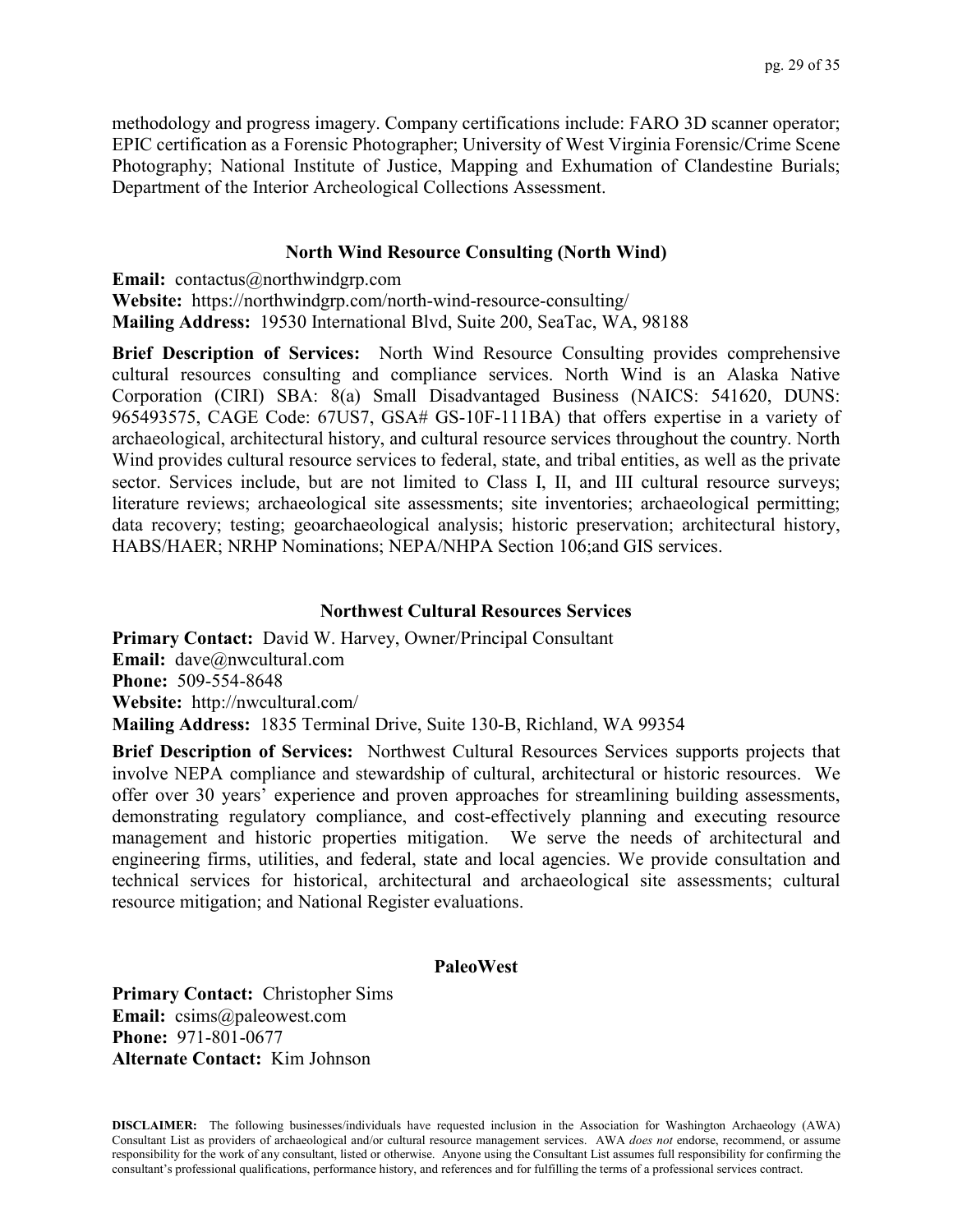methodology and progress imagery. Company certifications include: FARO 3D scanner operator; EPIC certification as a Forensic Photographer; University of West Virginia Forensic/Crime Scene Photography; National Institute of Justice, Mapping and Exhumation of Clandestine Burials; Department of the Interior Archeological Collections Assessment.

### North Wind Resource Consulting (North Wind)

**Email:** contactus@northwindgrp.com
**Website:** https://northwindgrp.com/north-wind-resource-consulting/
**Mailing Address:** 19530 International Blvd, Suite 200, SeaTac, WA, 98188

**Brief Description of Services:** North Wind Resource Consulting provides comprehensive cultural resources consulting and compliance services. North Wind is an Alaska Native Corporation (CIRI) SBA: 8(a) Small Disadvantaged Business (NAICS: 541620, DUNS: 965493575, CAGE Code: 67US7, GSA# GS-10F-111BA) that offers expertise in a variety of archaeological, architectural history, and cultural resource services throughout the country. North Wind provides cultural resource services to federal, state, and tribal entities, as well as the private sector. Services include, but are not limited to Class I, II, and III cultural resource surveys; literature reviews; archaeological site assessments; site inventories; archaeological permitting; data recovery; testing; geoarchaeological analysis; historic preservation; architectural history, HABS/HAER; NRHP Nominations; NEPA/NHPA Section 106;and GIS services.

### Northwest Cultural Resources Services

**Primary Contact:** David W. Harvey, Owner/Principal Consultant
**Email:** dave@nwcultural.com
**Phone:** 509-554-8648
**Website:** http://nwcultural.com/
**Mailing Address:** 1835 Terminal Drive, Suite 130-B, Richland, WA 99354

**Brief Description of Services:** Northwest Cultural Resources Services supports projects that involve NEPA compliance and stewardship of cultural, architectural or historic resources. We offer over 30 years' experience and proven approaches for streamlining building assessments, demonstrating regulatory compliance, and cost-effectively planning and executing resource management and historic properties mitigation. We serve the needs of architectural and engineering firms, utilities, and federal, state and local agencies. We provide consultation and technical services for historical, architectural and archaeological site assessments; cultural resource mitigation; and National Register evaluations.

### PaleoWest

**Primary Contact:** Christopher Sims
**Email:** csims@paleowest.com
**Phone:** 971-801-0677
**Alternate Contact:** Kim Johnson

**DISCLAIMER:** The following businesses/individuals have requested inclusion in the Association for Washington Archaeology (AWA) Consultant List as providers of archaeological and/or cultural resource management services. AWA *does not* endorse, recommend, or assume responsibility for the work of any consultant, listed or otherwise. Anyone using the Consultant List assumes full responsibility for confirming the consultant's professional qualifications, performance history, and references and for fulfilling the terms of a professional services contract.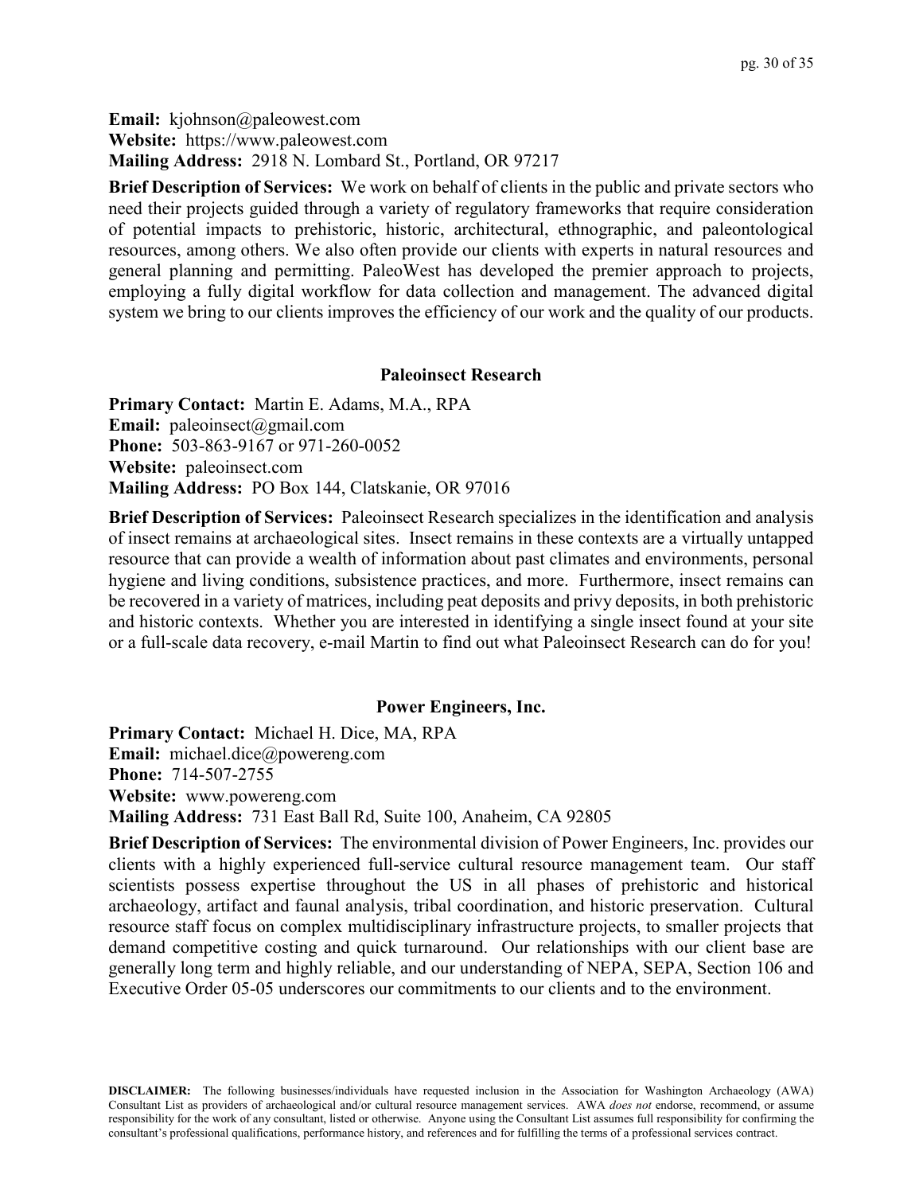**Email:** kjohnson@paleowest.com
**Website:** https://www.paleowest.com
**Mailing Address:** 2918 N. Lombard St., Portland, OR 97217

**Brief Description of Services:** We work on behalf of clients in the public and private sectors who need their projects guided through a variety of regulatory frameworks that require consideration of potential impacts to prehistoric, historic, architectural, ethnographic, and paleontological resources, among others. We also often provide our clients with experts in natural resources and general planning and permitting. PaleoWest has developed the premier approach to projects, employing a fully digital workflow for data collection and management. The advanced digital system we bring to our clients improves the efficiency of our work and the quality of our products.

### Paleoinsect Research

**Primary Contact:** Martin E. Adams, M.A., RPA
**Email:** paleoinsect@gmail.com
**Phone:** 503-863-9167 or 971-260-0052
**Website:** paleoinsect.com
**Mailing Address:** PO Box 144, Clatskanie, OR 97016

**Brief Description of Services:** Paleoinsect Research specializes in the identification and analysis of insect remains at archaeological sites. Insect remains in these contexts are a virtually untapped resource that can provide a wealth of information about past climates and environments, personal hygiene and living conditions, subsistence practices, and more. Furthermore, insect remains can be recovered in a variety of matrices, including peat deposits and privy deposits, in both prehistoric and historic contexts. Whether you are interested in identifying a single insect found at your site or a full-scale data recovery, e-mail Martin to find out what Paleoinsect Research can do for you!

### Power Engineers, Inc.

**Primary Contact:** Michael H. Dice, MA, RPA
**Email:** michael.dice@powereng.com
**Phone:** 714-507-2755
**Website:** www.powereng.com
**Mailing Address:** 731 East Ball Rd, Suite 100, Anaheim, CA 92805

**Brief Description of Services:** The environmental division of Power Engineers, Inc. provides our clients with a highly experienced full-service cultural resource management team. Our staff scientists possess expertise throughout the US in all phases of prehistoric and historical archaeology, artifact and faunal analysis, tribal coordination, and historic preservation. Cultural resource staff focus on complex multidisciplinary infrastructure projects, to smaller projects that demand competitive costing and quick turnaround. Our relationships with our client base are generally long term and highly reliable, and our understanding of NEPA, SEPA, Section 106 and Executive Order 05-05 underscores our commitments to our clients and to the environment.

**DISCLAIMER:** The following businesses/individuals have requested inclusion in the Association for Washington Archaeology (AWA) Consultant List as providers of archaeological and/or cultural resource management services. AWA *does not* endorse, recommend, or assume responsibility for the work of any consultant, listed or otherwise. Anyone using the Consultant List assumes full responsibility for confirming the consultant's professional qualifications, performance history, and references and for fulfilling the terms of a professional services contract.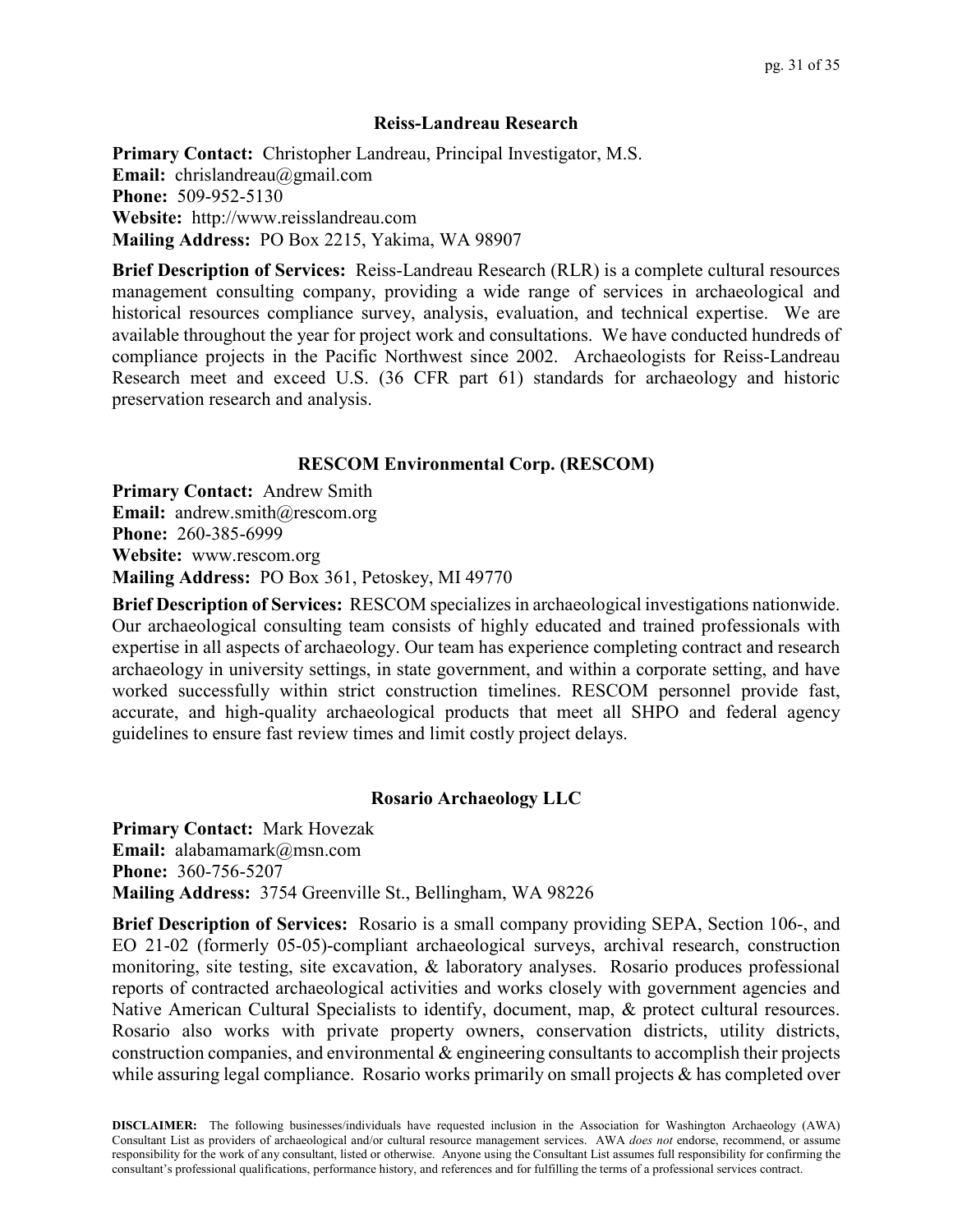### Reiss-Landreau Research

**Primary Contact:** Christopher Landreau, Principal Investigator, M.S.
**Email:** chrislandreau@gmail.com
**Phone:** 509-952-5130
**Website:** http://www.reisslandreau.com
**Mailing Address:** PO Box 2215, Yakima, WA 98907

**Brief Description of Services:** Reiss-Landreau Research (RLR) is a complete cultural resources management consulting company, providing a wide range of services in archaeological and historical resources compliance survey, analysis, evaluation, and technical expertise. We are available throughout the year for project work and consultations. We have conducted hundreds of compliance projects in the Pacific Northwest since 2002. Archaeologists for Reiss-Landreau Research meet and exceed U.S. (36 CFR part 61) standards for archaeology and historic preservation research and analysis.

### RESCOM Environmental Corp. (RESCOM)

**Primary Contact:** Andrew Smith
**Email:** andrew.smith@rescom.org
**Phone:** 260-385-6999
**Website:** www.rescom.org
**Mailing Address:** PO Box 361, Petoskey, MI 49770

**Brief Description of Services:** RESCOM specializes in archaeological investigations nationwide. Our archaeological consulting team consists of highly educated and trained professionals with expertise in all aspects of archaeology. Our team has experience completing contract and research archaeology in university settings, in state government, and within a corporate setting, and have worked successfully within strict construction timelines. RESCOM personnel provide fast, accurate, and high-quality archaeological products that meet all SHPO and federal agency guidelines to ensure fast review times and limit costly project delays.

### Rosario Archaeology LLC

**Primary Contact:** Mark Hovezak
**Email:** alabamamark@msn.com
**Phone:** 360-756-5207
**Mailing Address:** 3754 Greenville St., Bellingham, WA 98226

**Brief Description of Services:** Rosario is a small company providing SEPA, Section 106-, and EO 21-02 (formerly 05-05)-compliant archaeological surveys, archival research, construction monitoring, site testing, site excavation, & laboratory analyses. Rosario produces professional reports of contracted archaeological activities and works closely with government agencies and Native American Cultural Specialists to identify, document, map, & protect cultural resources. Rosario also works with private property owners, conservation districts, utility districts, construction companies, and environmental & engineering consultants to accomplish their projects while assuring legal compliance. Rosario works primarily on small projects & has completed over

**DISCLAIMER:** The following businesses/individuals have requested inclusion in the Association for Washington Archaeology (AWA) Consultant List as providers of archaeological and/or cultural resource management services. AWA *does not* endorse, recommend, or assume responsibility for the work of any consultant, listed or otherwise. Anyone using the Consultant List assumes full responsibility for confirming the consultant's professional qualifications, performance history, and references and for fulfilling the terms of a professional services contract.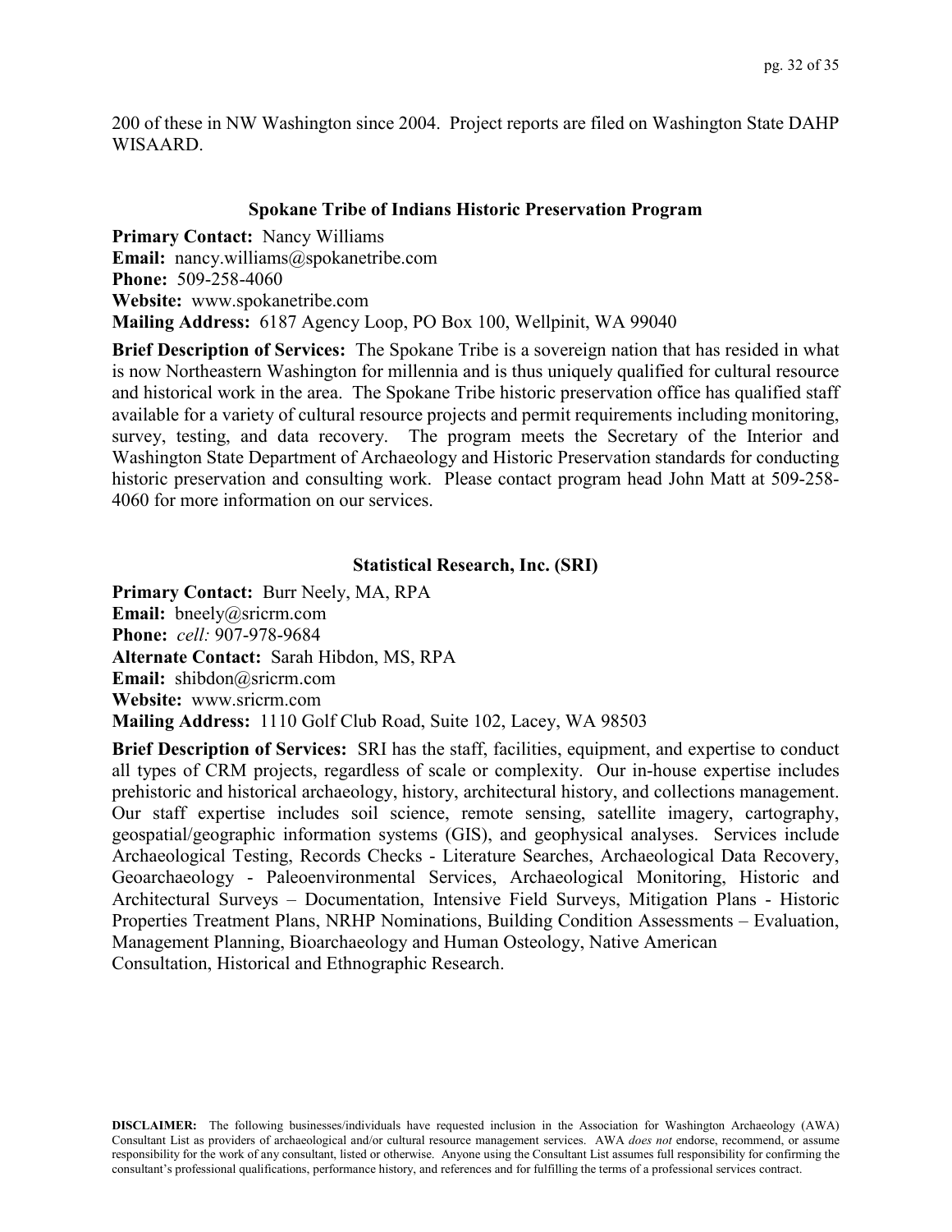200 of these in NW Washington since 2004. Project reports are filed on Washington State DAHP WISAARD.

### Spokane Tribe of Indians Historic Preservation Program

**Primary Contact:** Nancy Williams
**Email:** nancy.williams@spokanetribe.com
**Phone:** 509-258-4060
**Website:** www.spokanetribe.com
**Mailing Address:** 6187 Agency Loop, PO Box 100, Wellpinit, WA 99040

**Brief Description of Services:** The Spokane Tribe is a sovereign nation that has resided in what is now Northeastern Washington for millennia and is thus uniquely qualified for cultural resource and historical work in the area. The Spokane Tribe historic preservation office has qualified staff available for a variety of cultural resource projects and permit requirements including monitoring, survey, testing, and data recovery. The program meets the Secretary of the Interior and Washington State Department of Archaeology and Historic Preservation standards for conducting historic preservation and consulting work. Please contact program head John Matt at 509-258-4060 for more information on our services.

### Statistical Research, Inc. (SRI)

**Primary Contact:** Burr Neely, MA, RPA
**Email:** bneely@sricrm.com
**Phone:** *cell:* 907-978-9684
**Alternate Contact:** Sarah Hibdon, MS, RPA
**Email:** shibdon@sricrm.com
**Website:** www.sricrm.com
**Mailing Address:** 1110 Golf Club Road, Suite 102, Lacey, WA 98503

**Brief Description of Services:** SRI has the staff, facilities, equipment, and expertise to conduct all types of CRM projects, regardless of scale or complexity. Our in-house expertise includes prehistoric and historical archaeology, history, architectural history, and collections management. Our staff expertise includes soil science, remote sensing, satellite imagery, cartography, geospatial/geographic information systems (GIS), and geophysical analyses. Services include Archaeological Testing, Records Checks - Literature Searches, Archaeological Data Recovery, Geoarchaeology - Paleoenvironmental Services, Archaeological Monitoring, Historic and Architectural Surveys – Documentation, Intensive Field Surveys, Mitigation Plans - Historic Properties Treatment Plans, NRHP Nominations, Building Condition Assessments – Evaluation, Management Planning, Bioarchaeology and Human Osteology, Native American Consultation, Historical and Ethnographic Research.

**DISCLAIMER:** The following businesses/individuals have requested inclusion in the Association for Washington Archaeology (AWA) Consultant List as providers of archaeological and/or cultural resource management services. AWA *does not* endorse, recommend, or assume responsibility for the work of any consultant, listed or otherwise. Anyone using the Consultant List assumes full responsibility for confirming the consultant's professional qualifications, performance history, and references and for fulfilling the terms of a professional services contract.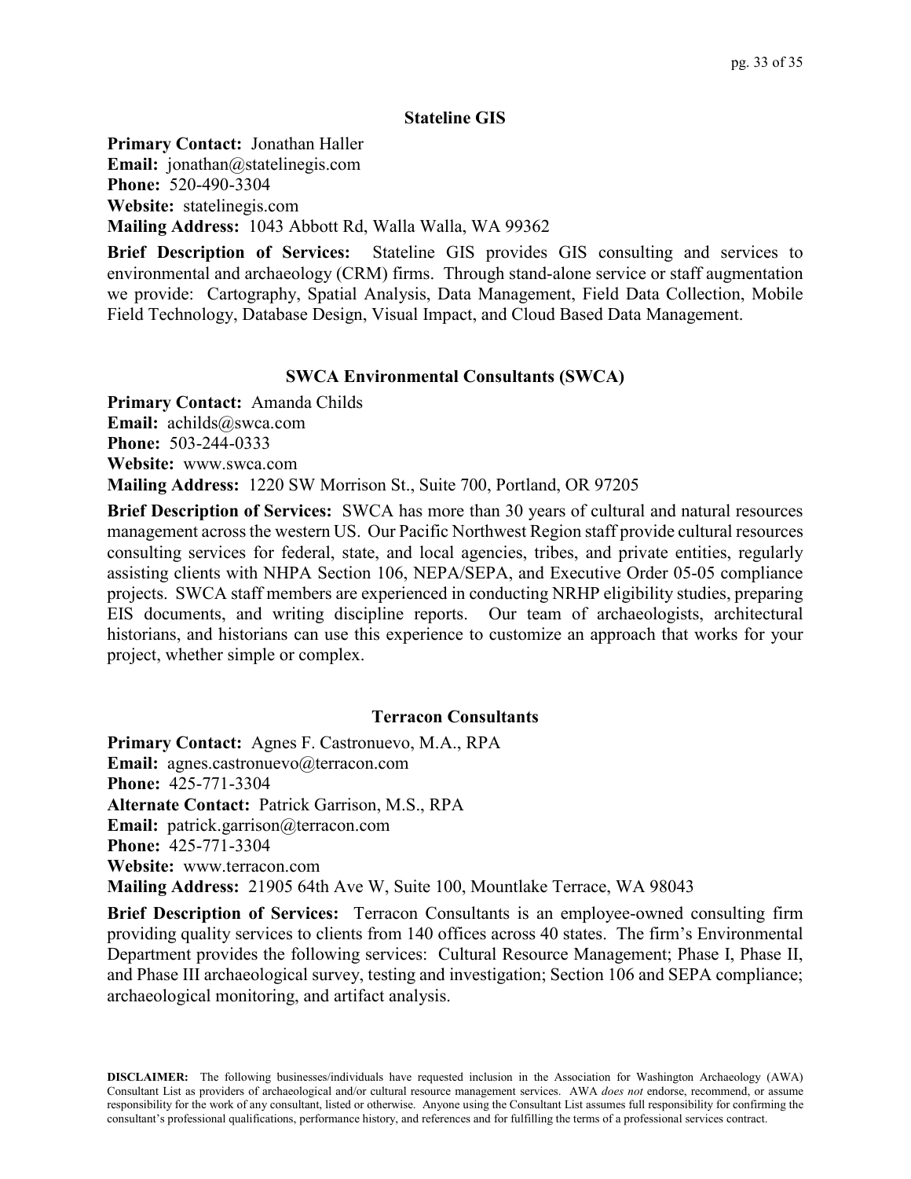### Stateline GIS

**Primary Contact:** Jonathan Haller
**Email:** jonathan@statelinegis.com
**Phone:** 520-490-3304
**Website:** statelinegis.com
**Mailing Address:** 1043 Abbott Rd, Walla Walla, WA 99362

**Brief Description of Services:** Stateline GIS provides GIS consulting and services to environmental and archaeology (CRM) firms. Through stand-alone service or staff augmentation we provide: Cartography, Spatial Analysis, Data Management, Field Data Collection, Mobile Field Technology, Database Design, Visual Impact, and Cloud Based Data Management.

### SWCA Environmental Consultants (SWCA)

**Primary Contact:** Amanda Childs
**Email:** achilds@swca.com
**Phone:** 503-244-0333
**Website:** www.swca.com
**Mailing Address:** 1220 SW Morrison St., Suite 700, Portland, OR 97205

**Brief Description of Services:** SWCA has more than 30 years of cultural and natural resources management across the western US. Our Pacific Northwest Region staff provide cultural resources consulting services for federal, state, and local agencies, tribes, and private entities, regularly assisting clients with NHPA Section 106, NEPA/SEPA, and Executive Order 05-05 compliance projects. SWCA staff members are experienced in conducting NRHP eligibility studies, preparing EIS documents, and writing discipline reports. Our team of archaeologists, architectural historians, and historians can use this experience to customize an approach that works for your project, whether simple or complex.

### Terracon Consultants

**Primary Contact:** Agnes F. Castronuevo, M.A., RPA
**Email:** agnes.castronuevo@terracon.com
**Phone:** 425-771-3304
**Alternate Contact:** Patrick Garrison, M.S., RPA
**Email:** patrick.garrison@terracon.com
**Phone:** 425-771-3304
**Website:** www.terracon.com
**Mailing Address:** 21905 64th Ave W, Suite 100, Mountlake Terrace, WA 98043

**Brief Description of Services:** Terracon Consultants is an employee-owned consulting firm providing quality services to clients from 140 offices across 40 states. The firm's Environmental Department provides the following services: Cultural Resource Management; Phase I, Phase II, and Phase III archaeological survey, testing and investigation; Section 106 and SEPA compliance; archaeological monitoring, and artifact analysis.

**DISCLAIMER:** The following businesses/individuals have requested inclusion in the Association for Washington Archaeology (AWA) Consultant List as providers of archaeological and/or cultural resource management services. AWA *does not* endorse, recommend, or assume responsibility for the work of any consultant, listed or otherwise. Anyone using the Consultant List assumes full responsibility for confirming the consultant's professional qualifications, performance history, and references and for fulfilling the terms of a professional services contract.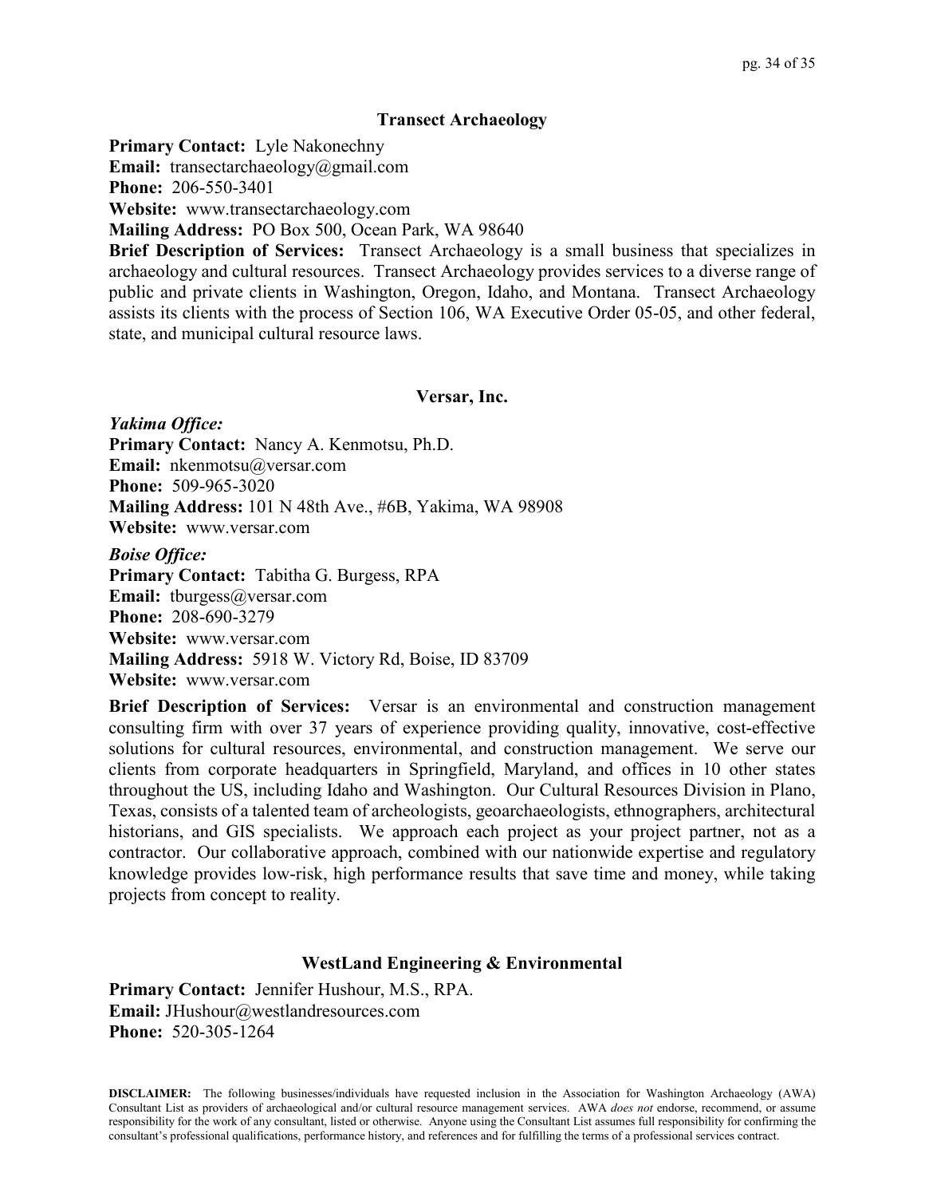### Transect Archaeology

**Primary Contact:** Lyle Nakonechny
**Email:** transectarchaeology@gmail.com
**Phone:** 206-550-3401
**Website:** www.transectarchaeology.com
**Mailing Address:** PO Box 500, Ocean Park, WA 98640
**Brief Description of Services:** Transect Archaeology is a small business that specializes in archaeology and cultural resources. Transect Archaeology provides services to a diverse range of public and private clients in Washington, Oregon, Idaho, and Montana. Transect Archaeology assists its clients with the process of Section 106, WA Executive Order 05-05, and other federal, state, and municipal cultural resource laws.

### Versar, Inc.

***Yakima Office:***
**Primary Contact:** Nancy A. Kenmotsu, Ph.D.
**Email:** nkenmotsu@versar.com
**Phone:** 509-965-3020
**Mailing Address:** 101 N 48th Ave., #6B, Yakima, WA 98908
**Website:** www.versar.com

***Boise Office:***
**Primary Contact:** Tabitha G. Burgess, RPA
**Email:** tburgess@versar.com
**Phone:** 208-690-3279
**Website:** www.versar.com
**Mailing Address:** 5918 W. Victory Rd, Boise, ID 83709
**Website:** www.versar.com

**Brief Description of Services:** Versar is an environmental and construction management consulting firm with over 37 years of experience providing quality, innovative, cost-effective solutions for cultural resources, environmental, and construction management. We serve our clients from corporate headquarters in Springfield, Maryland, and offices in 10 other states throughout the US, including Idaho and Washington. Our Cultural Resources Division in Plano, Texas, consists of a talented team of archeologists, geoarchaeologists, ethnographers, architectural historians, and GIS specialists. We approach each project as your project partner, not as a contractor. Our collaborative approach, combined with our nationwide expertise and regulatory knowledge provides low-risk, high performance results that save time and money, while taking projects from concept to reality.

### WestLand Engineering & Environmental

**Primary Contact:** Jennifer Hushour, M.S., RPA.
**Email:** JHushour@westlandresources.com
**Phone:** 520-305-1264

**DISCLAIMER:** The following businesses/individuals have requested inclusion in the Association for Washington Archaeology (AWA) Consultant List as providers of archaeological and/or cultural resource management services. AWA *does not* endorse, recommend, or assume responsibility for the work of any consultant, listed or otherwise. Anyone using the Consultant List assumes full responsibility for confirming the consultant's professional qualifications, performance history, and references and for fulfilling the terms of a professional services contract.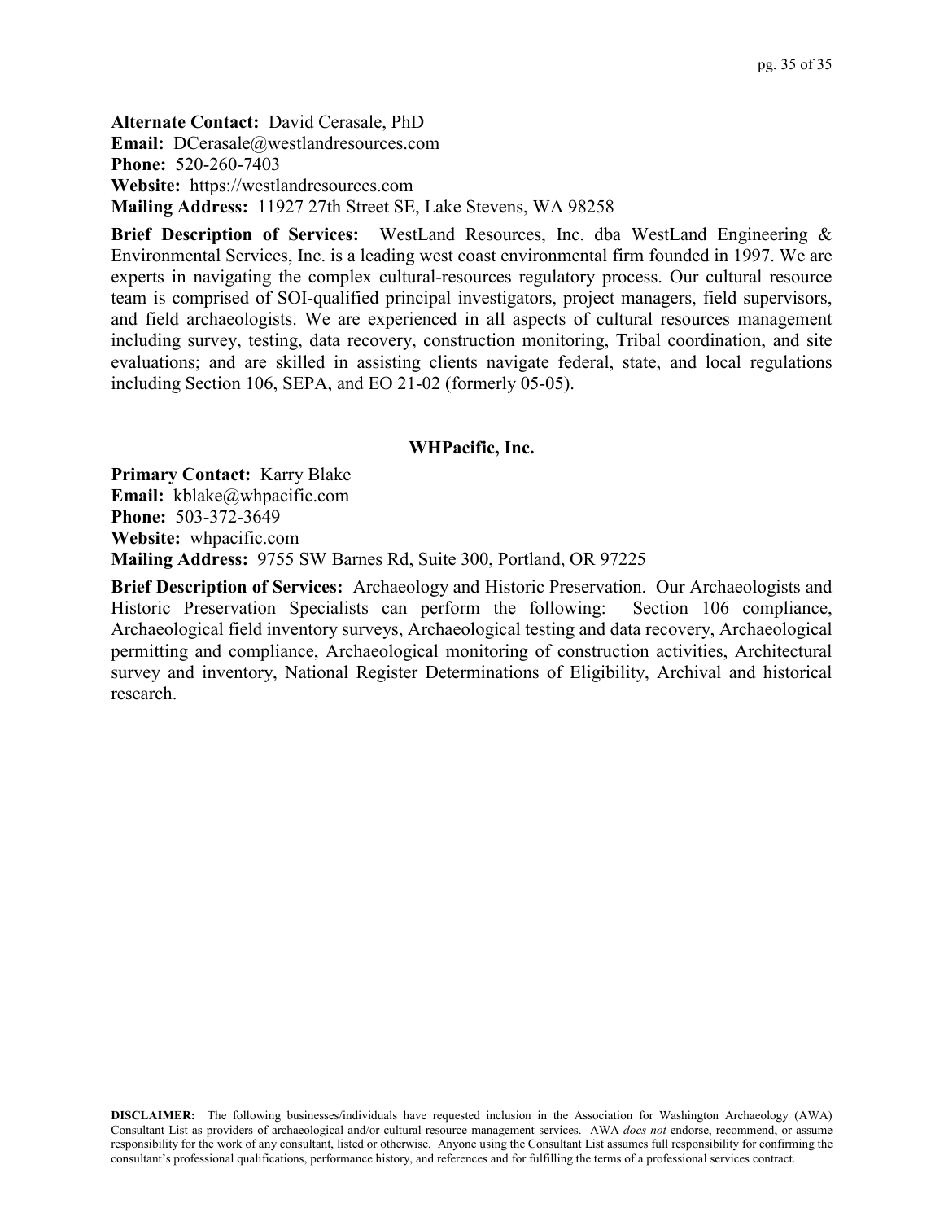**Alternate Contact:** David Cerasale, PhD
**Email:** DCerasale@westlandresources.com
**Phone:** 520-260-7403
**Website:** https://westlandresources.com
**Mailing Address:** 11927 27th Street SE, Lake Stevens, WA 98258

**Brief Description of Services:** WestLand Resources, Inc. dba WestLand Engineering & Environmental Services, Inc. is a leading west coast environmental firm founded in 1997. We are experts in navigating the complex cultural-resources regulatory process. Our cultural resource team is comprised of SOI-qualified principal investigators, project managers, field supervisors, and field archaeologists. We are experienced in all aspects of cultural resources management including survey, testing, data recovery, construction monitoring, Tribal coordination, and site evaluations; and are skilled in assisting clients navigate federal, state, and local regulations including Section 106, SEPA, and EO 21-02 (formerly 05-05).

### WHPacific, Inc.

**Primary Contact:** Karry Blake
**Email:** kblake@whpacific.com
**Phone:** 503-372-3649
**Website:** whpacific.com
**Mailing Address:** 9755 SW Barnes Rd, Suite 300, Portland, OR 97225

**Brief Description of Services:** Archaeology and Historic Preservation. Our Archaeologists and Historic Preservation Specialists can perform the following: Section 106 compliance, Archaeological field inventory surveys, Archaeological testing and data recovery, Archaeological permitting and compliance, Archaeological monitoring of construction activities, Architectural survey and inventory, National Register Determinations of Eligibility, Archival and historical research.

**DISCLAIMER:** The following businesses/individuals have requested inclusion in the Association for Washington Archaeology (AWA) Consultant List as providers of archaeological and/or cultural resource management services. AWA *does not* endorse, recommend, or assume responsibility for the work of any consultant, listed or otherwise. Anyone using the Consultant List assumes full responsibility for confirming the consultant's professional qualifications, performance history, and references and for fulfilling the terms of a professional services contract.